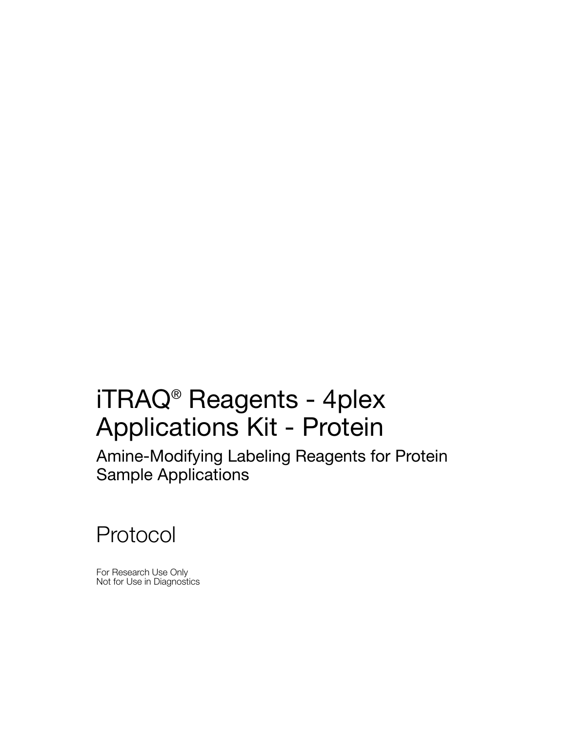# iTRAQ® Reagents - 4plex Applications Kit - Protein

## Amine-Modifying Labeling Reagents for Protein Sample Applications

## Protocol

For Research Use Only
Not for Use in Diagnostics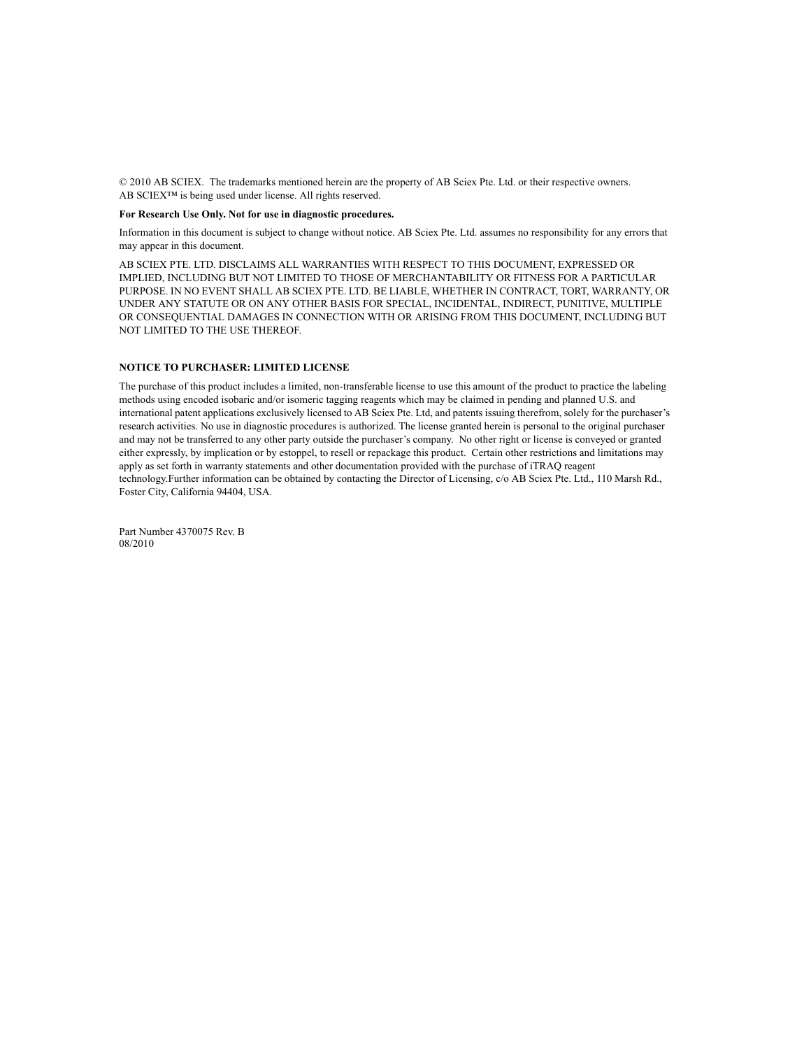© 2010 AB SCIEX. The trademarks mentioned herein are the property of AB Sciex Pte. Ltd. or their respective owners. AB SCIEX™ is being used under license. All rights reserved.

**For Research Use Only. Not for use in diagnostic procedures.**

Information in this document is subject to change without notice. AB Sciex Pte. Ltd. assumes no responsibility for any errors that may appear in this document.

AB SCIEX PTE. LTD. DISCLAIMS ALL WARRANTIES WITH RESPECT TO THIS DOCUMENT, EXPRESSED OR IMPLIED, INCLUDING BUT NOT LIMITED TO THOSE OF MERCHANTABILITY OR FITNESS FOR A PARTICULAR PURPOSE. IN NO EVENT SHALL AB SCIEX PTE. LTD. BE LIABLE, WHETHER IN CONTRACT, TORT, WARRANTY, OR UNDER ANY STATUTE OR ON ANY OTHER BASIS FOR SPECIAL, INCIDENTAL, INDIRECT, PUNITIVE, MULTIPLE OR CONSEQUENTIAL DAMAGES IN CONNECTION WITH OR ARISING FROM THIS DOCUMENT, INCLUDING BUT NOT LIMITED TO THE USE THEREOF.

**NOTICE TO PURCHASER: LIMITED LICENSE**

The purchase of this product includes a limited, non-transferable license to use this amount of the product to practice the labeling methods using encoded isobaric and/or isomeric tagging reagents which may be claimed in pending and planned U.S. and international patent applications exclusively licensed to AB Sciex Pte. Ltd, and patents issuing therefrom, solely for the purchaser's research activities. No use in diagnostic procedures is authorized. The license granted herein is personal to the original purchaser and may not be transferred to any other party outside the purchaser's company. No other right or license is conveyed or granted either expressly, by implication or by estoppel, to resell or repackage this product. Certain other restrictions and limitations may apply as set forth in warranty statements and other documentation provided with the purchase of iTRAQ reagent technology.Further information can be obtained by contacting the Director of Licensing, c/o AB Sciex Pte. Ltd., 110 Marsh Rd., Foster City, California 94404, USA.

Part Number 4370075 Rev. B
08/2010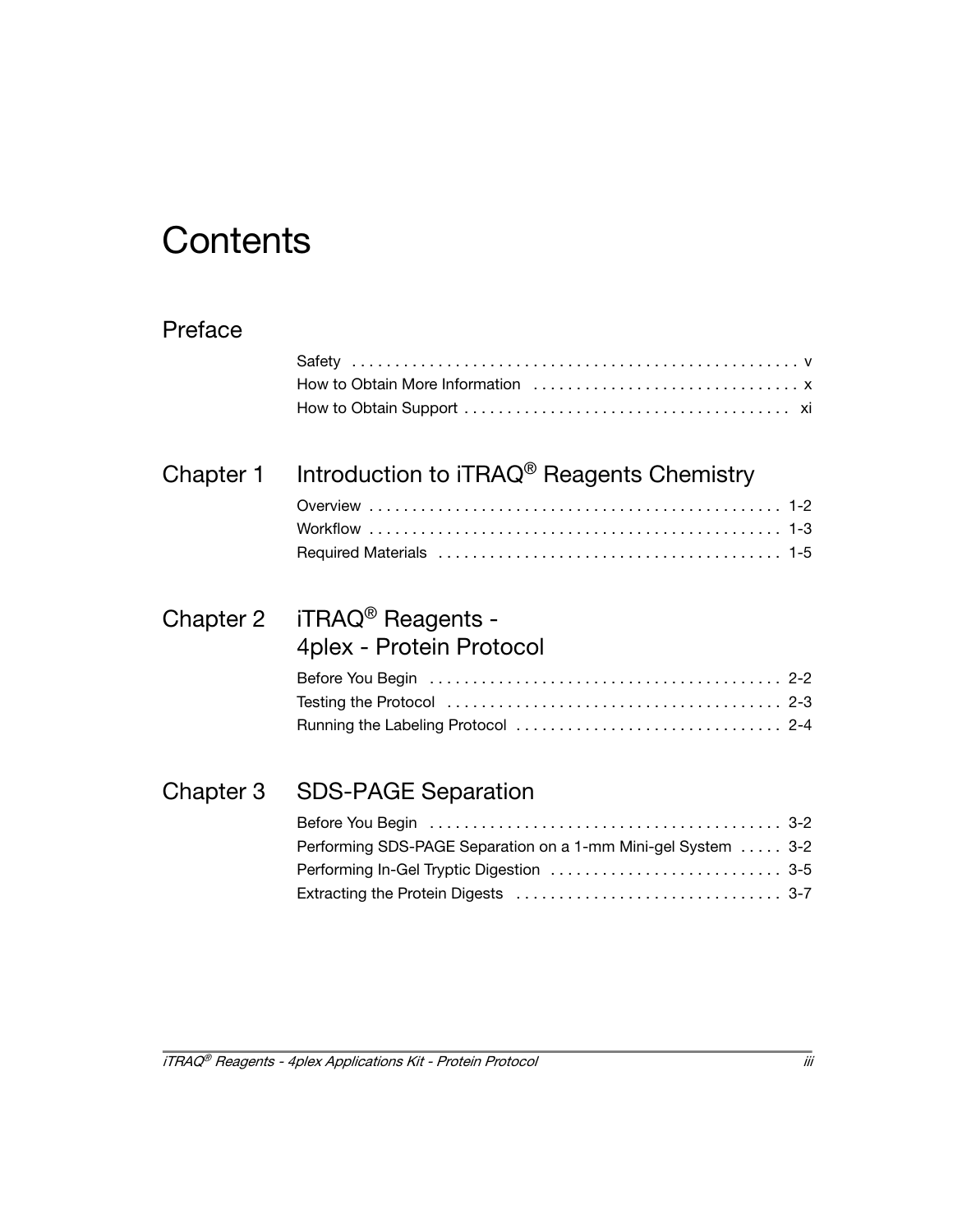# Contents

## Preface

Safety . . . . . . . . . . . . . . . . . . . . . . . . . . . . . . . . . . . . . . . . . . . . . . . . . . v
How to Obtain More Information . . . . . . . . . . . . . . . . . . . . . . . . . . . . . . . x
How to Obtain Support . . . . . . . . . . . . . . . . . . . . . . . . . . . . . . . . . . . . . xi

## Chapter 1 Introduction to iTRAQ® Reagents Chemistry

Overview . . . . . . . . . . . . . . . . . . . . . . . . . . . . . . . . . . . . . . . . . . . . . . . . 1-2
Workflow . . . . . . . . . . . . . . . . . . . . . . . . . . . . . . . . . . . . . . . . . . . . . . . . 1-3
Required Materials . . . . . . . . . . . . . . . . . . . . . . . . . . . . . . . . . . . . . . . 1-5

## Chapter 2 iTRAQ® Reagents - 4plex - Protein Protocol

Before You Begin . . . . . . . . . . . . . . . . . . . . . . . . . . . . . . . . . . . . . . . . 2-2
Testing the Protocol . . . . . . . . . . . . . . . . . . . . . . . . . . . . . . . . . . . . . . 2-3
Running the Labeling Protocol . . . . . . . . . . . . . . . . . . . . . . . . . . . . . . 2-4

## Chapter 3 SDS-PAGE Separation

Before You Begin . . . . . . . . . . . . . . . . . . . . . . . . . . . . . . . . . . . . . . . . 3-2
Performing SDS-PAGE Separation on a 1-mm Mini-gel System . . . . . 3-2
Performing In-Gel Tryptic Digestion . . . . . . . . . . . . . . . . . . . . . . . . . . 3-5
Extracting the Protein Digests . . . . . . . . . . . . . . . . . . . . . . . . . . . . . . 3-7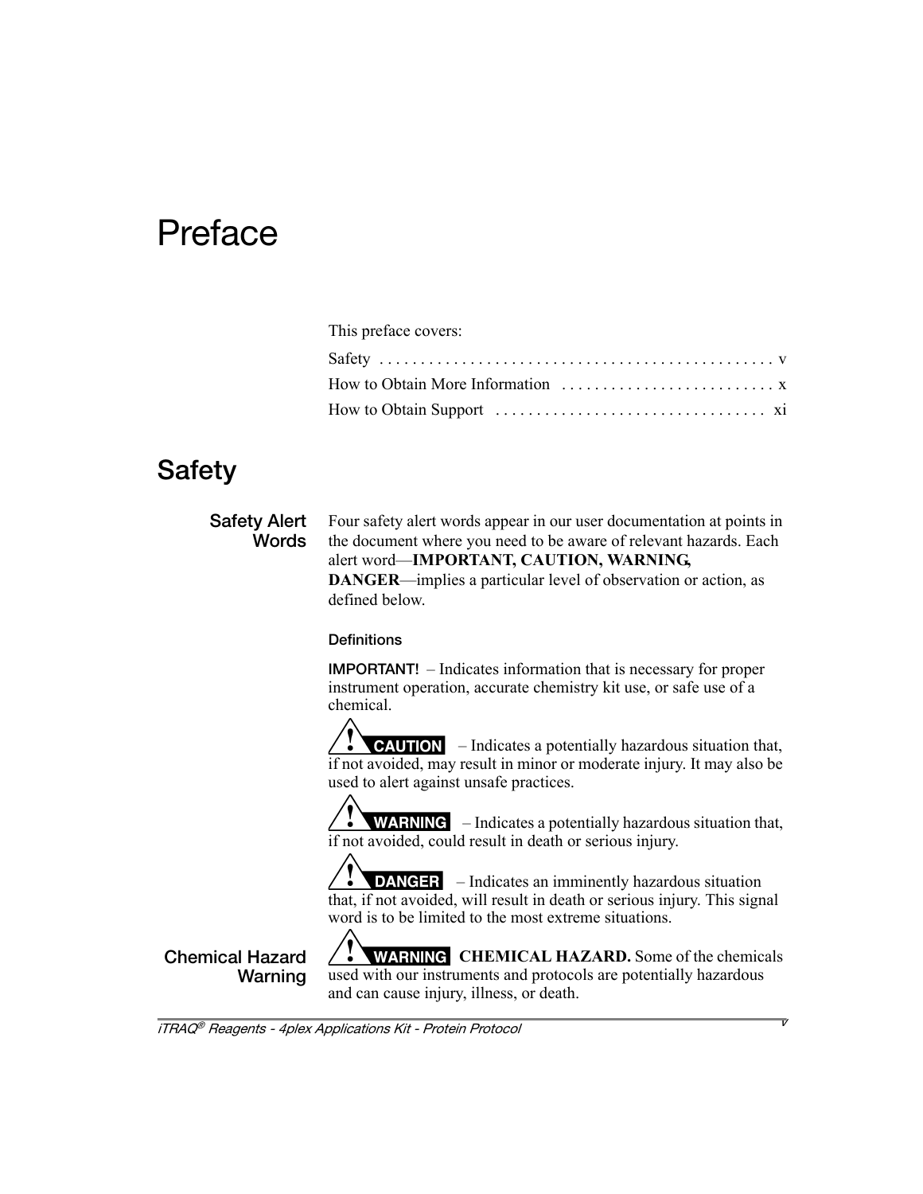# Preface

This preface covers:

Safety . . . . . . . . . . . . . . . . . . . . . . . . . . . . . . . . . . . . . . . . . . . . . . v
How to Obtain More Information . . . . . . . . . . . . . . . . . . . . . . . . . . x
How to Obtain Support . . . . . . . . . . . . . . . . . . . . . . . . . . . . . . . . . xi

## Safety

### Safety Alert Words

Four safety alert words appear in our user documentation at points in the document where you need to be aware of relevant hazards. Each alert word—**IMPORTANT, CAUTION, WARNING, DANGER**—implies a particular level of observation or action, as defined below.

#### Definitions

**IMPORTANT!** – Indicates information that is necessary for proper instrument operation, accurate chemistry kit use, or safe use of a chemical.

**CAUTION** – Indicates a potentially hazardous situation that, if not avoided, may result in minor or moderate injury. It may also be used to alert against unsafe practices.

**WARNING** – Indicates a potentially hazardous situation that, if not avoided, could result in death or serious injury.

**DANGER** – Indicates an imminently hazardous situation that, if not avoided, will result in death or serious injury. This signal word is to be limited to the most extreme situations.

### Chemical Hazard Warning

**WARNING** **CHEMICAL HAZARD.** Some of the chemicals used with our instruments and protocols are potentially hazardous and can cause injury, illness, or death.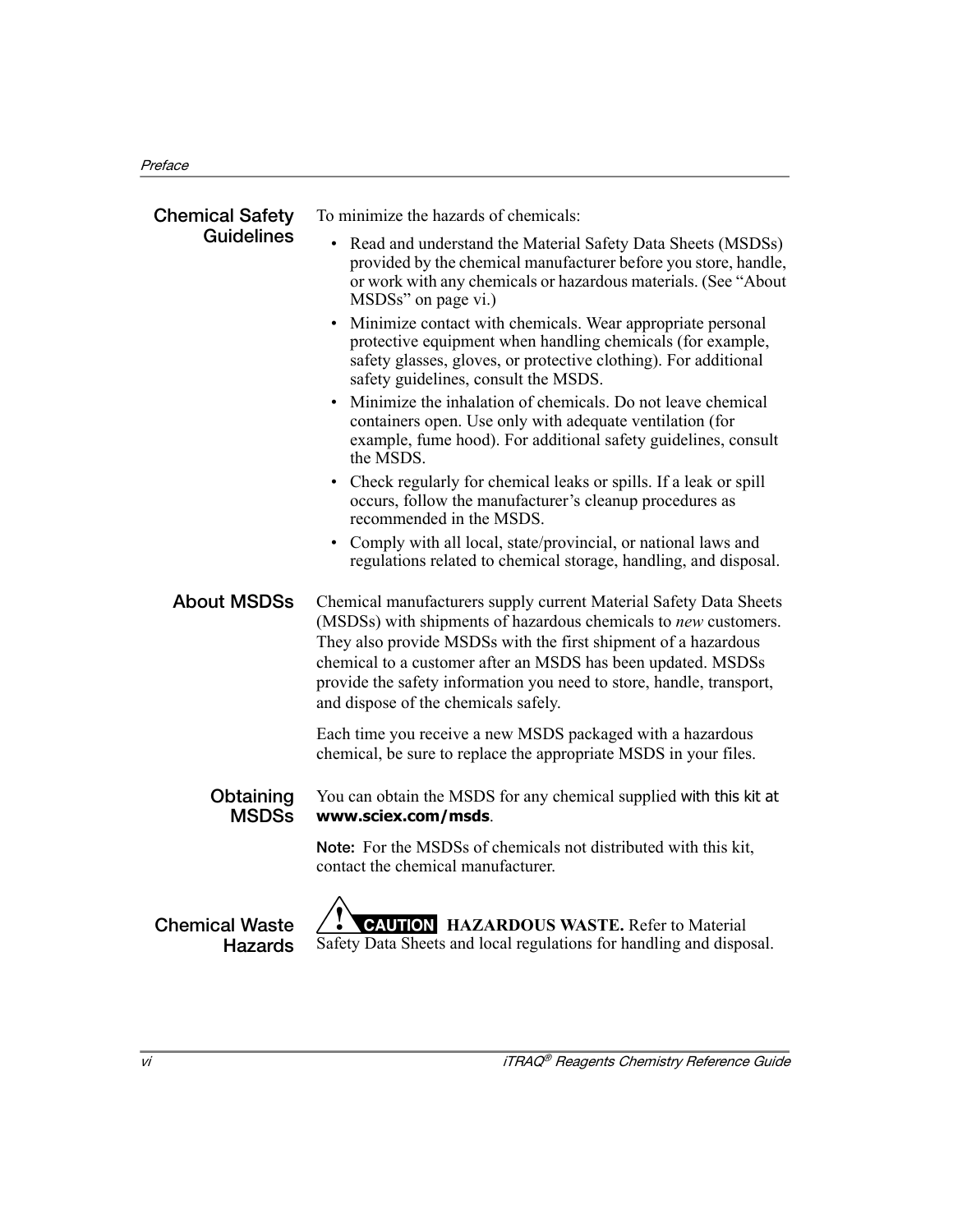## Chemical Safety Guidelines

To minimize the hazards of chemicals:

- Read and understand the Material Safety Data Sheets (MSDSs) provided by the chemical manufacturer before you store, handle, or work with any chemicals or hazardous materials. (See "About MSDSs" on page vi.)
- Minimize contact with chemicals. Wear appropriate personal protective equipment when handling chemicals (for example, safety glasses, gloves, or protective clothing). For additional safety guidelines, consult the MSDS.
- Minimize the inhalation of chemicals. Do not leave chemical containers open. Use only with adequate ventilation (for example, fume hood). For additional safety guidelines, consult the MSDS.
- Check regularly for chemical leaks or spills. If a leak or spill occurs, follow the manufacturer's cleanup procedures as recommended in the MSDS.
- Comply with all local, state/provincial, or national laws and regulations related to chemical storage, handling, and disposal.

## About MSDSs

Chemical manufacturers supply current Material Safety Data Sheets (MSDSs) with shipments of hazardous chemicals to *new* customers. They also provide MSDSs with the first shipment of a hazardous chemical to a customer after an MSDS has been updated. MSDSs provide the safety information you need to store, handle, transport, and dispose of the chemicals safely.

Each time you receive a new MSDS packaged with a hazardous chemical, be sure to replace the appropriate MSDS in your files.

### Obtaining MSDSs

You can obtain the MSDS for any chemical supplied with this kit at **www.sciex.com/msds**.

**Note:** For the MSDSs of chemicals not distributed with this kit, contact the chemical manufacturer.

## Chemical Waste Hazards

**CAUTION** **HAZARDOUS WASTE.** Refer to Material Safety Data Sheets and local regulations for handling and disposal.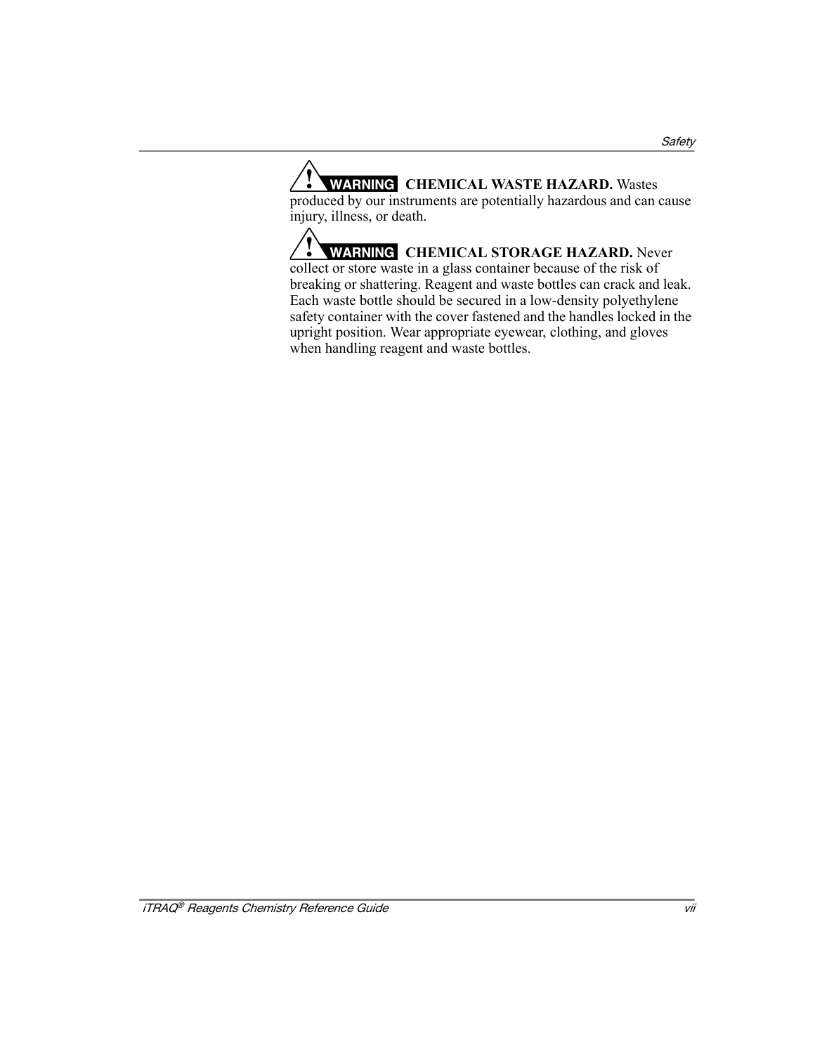**WARNING** **CHEMICAL WASTE HAZARD.** Wastes produced by our instruments are potentially hazardous and can cause injury, illness, or death.

**WARNING** **CHEMICAL STORAGE HAZARD.** Never collect or store waste in a glass container because of the risk of breaking or shattering. Reagent and waste bottles can crack and leak. Each waste bottle should be secured in a low-density polyethylene safety container with the cover fastened and the handles locked in the upright position. Wear appropriate eyewear, clothing, and gloves when handling reagent and waste bottles.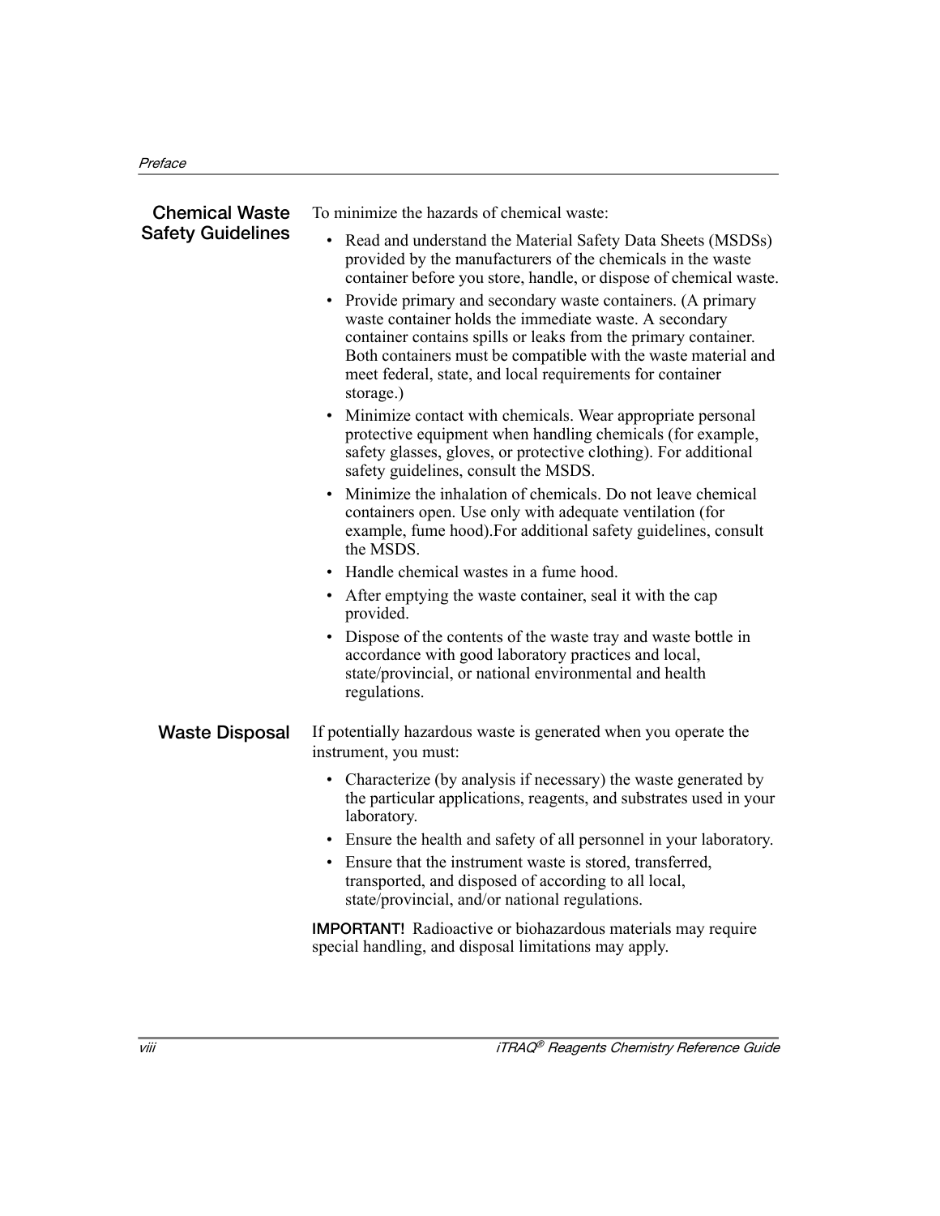## Chemical Waste Safety Guidelines

To minimize the hazards of chemical waste:

- Read and understand the Material Safety Data Sheets (MSDSs) provided by the manufacturers of the chemicals in the waste container before you store, handle, or dispose of chemical waste.
- Provide primary and secondary waste containers. (A primary waste container holds the immediate waste. A secondary container contains spills or leaks from the primary container. Both containers must be compatible with the waste material and meet federal, state, and local requirements for container storage.)
- Minimize contact with chemicals. Wear appropriate personal protective equipment when handling chemicals (for example, safety glasses, gloves, or protective clothing). For additional safety guidelines, consult the MSDS.
- Minimize the inhalation of chemicals. Do not leave chemical containers open. Use only with adequate ventilation (for example, fume hood).For additional safety guidelines, consult the MSDS.
- Handle chemical wastes in a fume hood.
- After emptying the waste container, seal it with the cap provided.
- Dispose of the contents of the waste tray and waste bottle in accordance with good laboratory practices and local, state/provincial, or national environmental and health regulations.

## Waste Disposal

If potentially hazardous waste is generated when you operate the instrument, you must:

- Characterize (by analysis if necessary) the waste generated by the particular applications, reagents, and substrates used in your laboratory.
- Ensure the health and safety of all personnel in your laboratory.
- Ensure that the instrument waste is stored, transferred, transported, and disposed of according to all local, state/provincial, and/or national regulations.

**IMPORTANT!** Radioactive or biohazardous materials may require special handling, and disposal limitations may apply.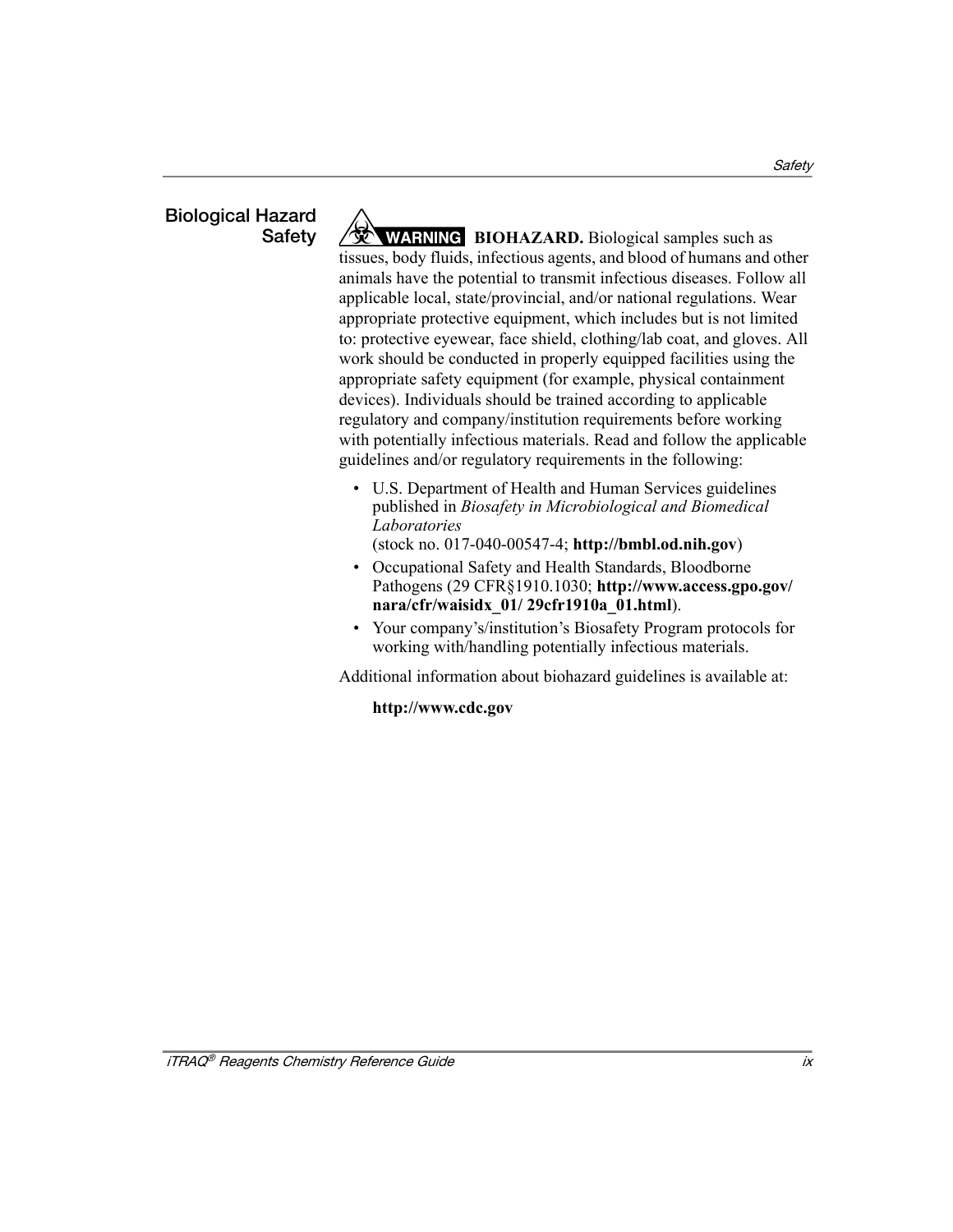## Biological Hazard Safety

**WARNING** **BIOHAZARD.** Biological samples such as tissues, body fluids, infectious agents, and blood of humans and other animals have the potential to transmit infectious diseases. Follow all applicable local, state/provincial, and/or national regulations. Wear appropriate protective equipment, which includes but is not limited to: protective eyewear, face shield, clothing/lab coat, and gloves. All work should be conducted in properly equipped facilities using the appropriate safety equipment (for example, physical containment devices). Individuals should be trained according to applicable regulatory and company/institution requirements before working with potentially infectious materials. Read and follow the applicable guidelines and/or regulatory requirements in the following:

- U.S. Department of Health and Human Services guidelines published in *Biosafety in Microbiological and Biomedical Laboratories* (stock no. 017-040-00547-4; **http://bmbl.od.nih.gov**)
- Occupational Safety and Health Standards, Bloodborne Pathogens (29 CFR§1910.1030; **http://www.access.gpo.gov/nara/cfr/waisidx_01/ 29cfr1910a_01.html**).
- Your company's/institution's Biosafety Program protocols for working with/handling potentially infectious materials.

Additional information about biohazard guidelines is available at:

**http://www.cdc.gov**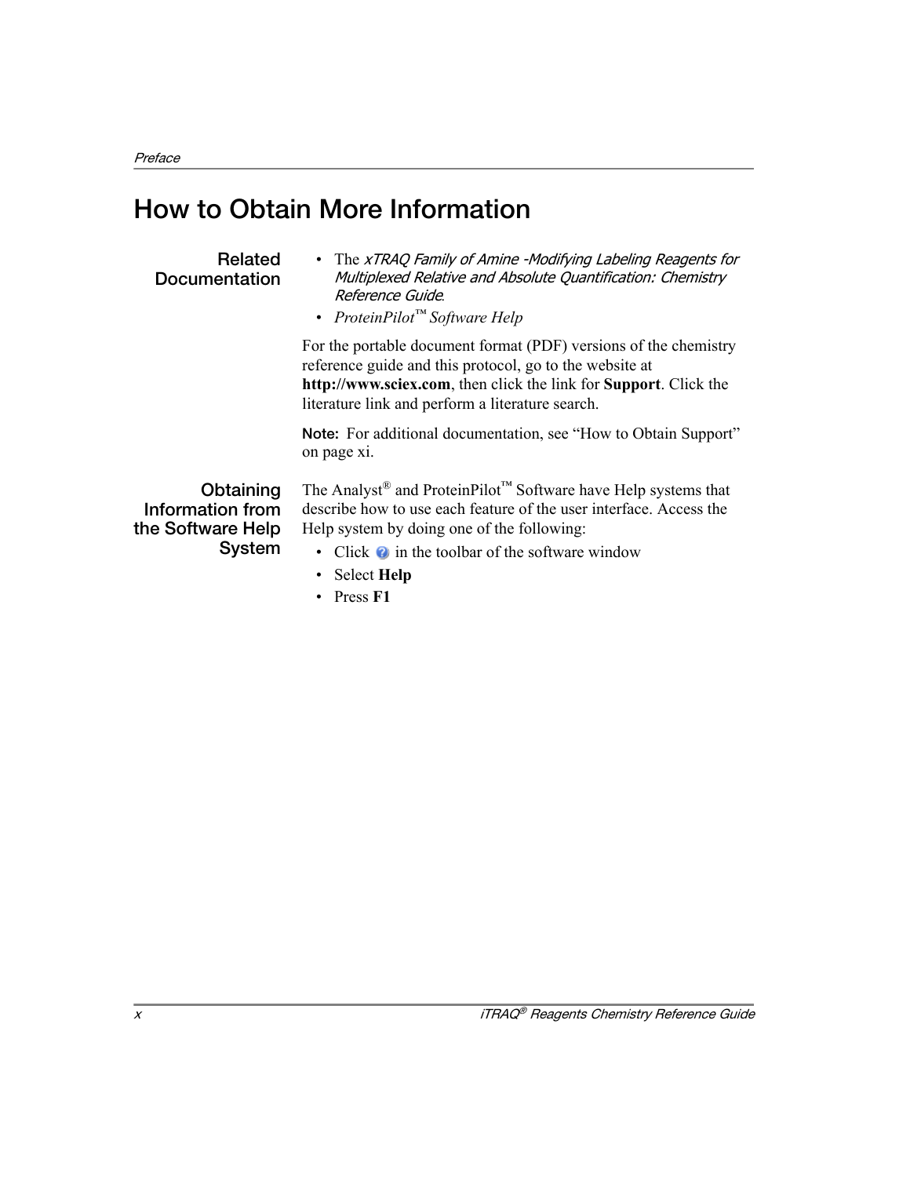# How to Obtain More Information

### Related Documentation

- The *xTRAQ Family of Amine -Modifying Labeling Reagents for Multiplexed Relative and Absolute Quantification: Chemistry Reference Guide*.
- *ProteinPilot™ Software Help*

For the portable document format (PDF) versions of the chemistry reference guide and this protocol, go to the website at **http://www.sciex.com**, then click the link for **Support**. Click the literature link and perform a literature search.

**Note:** For additional documentation, see “How to Obtain Support” on page xi.

### Obtaining Information from the Software Help System

The Analyst® and ProteinPilot™ Software have Help systems that describe how to use each feature of the user interface. Access the Help system by doing one of the following:

- Click ? in the toolbar of the software window
- Select **Help**
- Press **F1**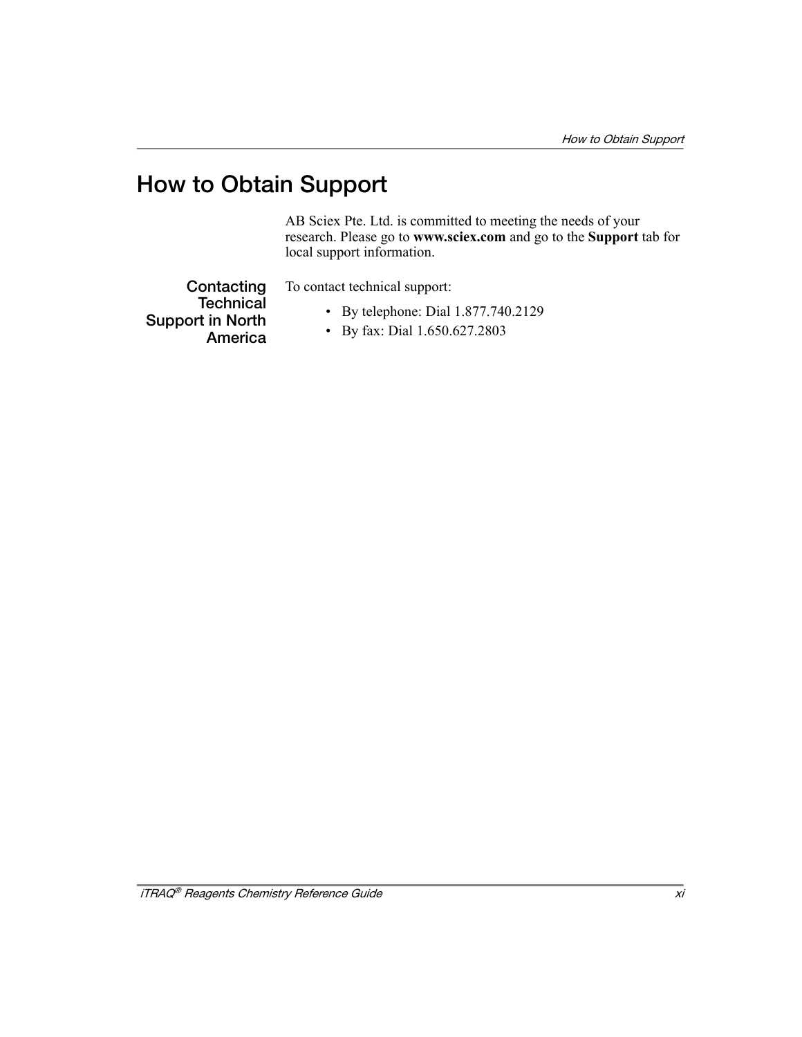# How to Obtain Support

AB Sciex Pte. Ltd. is committed to meeting the needs of your research. Please go to **www.sciex.com** and go to the **Support** tab for local support information.

## Contacting Technical Support in North America

To contact technical support:

- By telephone: Dial 1.877.740.2129
- By fax: Dial 1.650.627.2803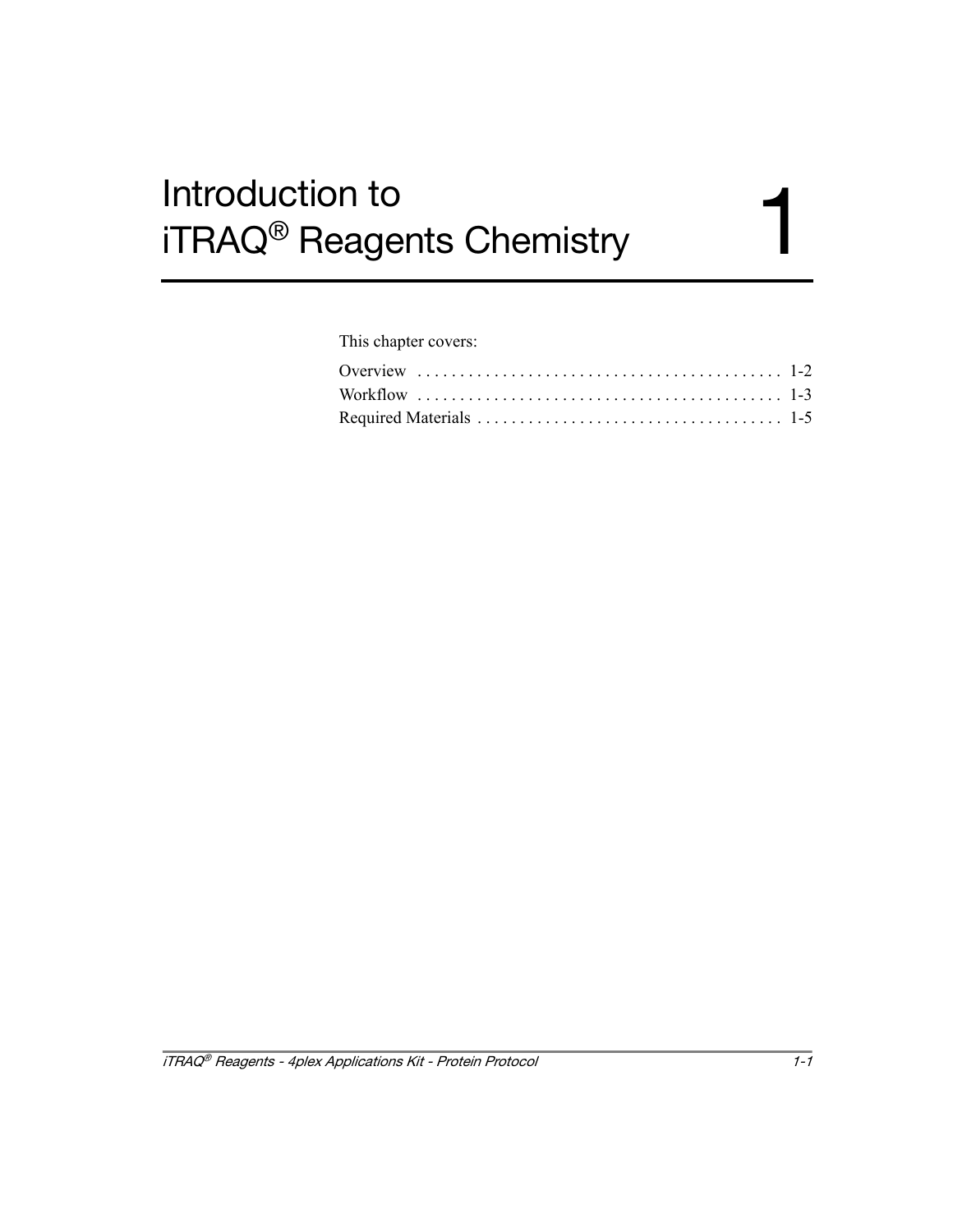# Introduction to iTRAQ® Reagents Chemistry 1

This chapter covers:

Overview . . . . . . . . . . . . . . . . . . . . . . . . . . . . . . . . . . . . . . . . . . . 1-2
Workflow . . . . . . . . . . . . . . . . . . . . . . . . . . . . . . . . . . . . . . . . . . . 1-3
Required Materials . . . . . . . . . . . . . . . . . . . . . . . . . . . . . . . . . . . . 1-5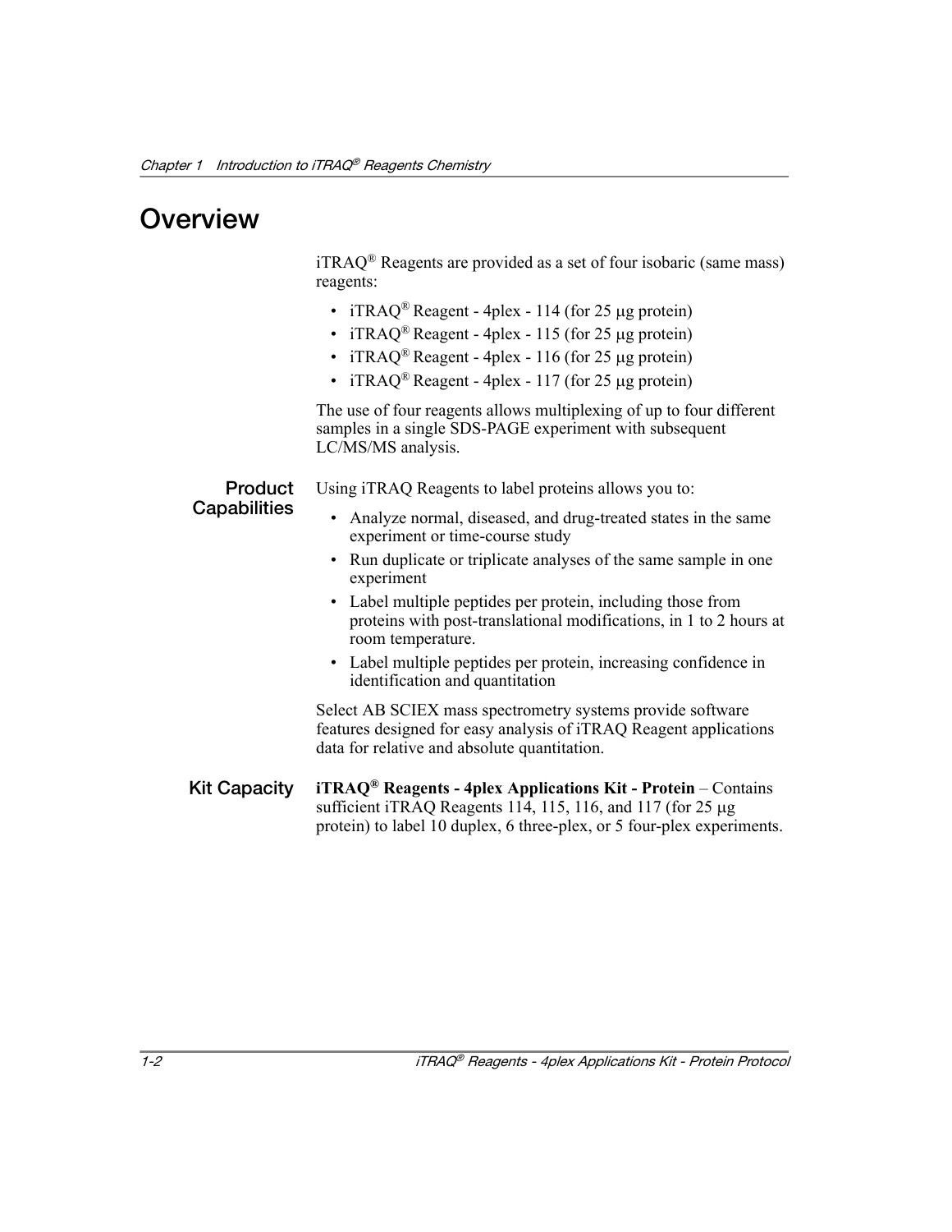# Overview

iTRAQ® Reagents are provided as a set of four isobaric (same mass) reagents:

- iTRAQ® Reagent - 4plex - 114 (for 25 µg protein)
- iTRAQ® Reagent - 4plex - 115 (for 25 µg protein)
- iTRAQ® Reagent - 4plex - 116 (for 25 µg protein)
- iTRAQ® Reagent - 4plex - 117 (for 25 µg protein)

The use of four reagents allows multiplexing of up to four different samples in a single SDS-PAGE experiment with subsequent LC/MS/MS analysis.

## Product Capabilities

Using iTRAQ Reagents to label proteins allows you to:

- Analyze normal, diseased, and drug-treated states in the same experiment or time-course study
- Run duplicate or triplicate analyses of the same sample in one experiment
- Label multiple peptides per protein, including those from proteins with post-translational modifications, in 1 to 2 hours at room temperature.
- Label multiple peptides per protein, increasing confidence in identification and quantitation

Select AB SCIEX mass spectrometry systems provide software features designed for easy analysis of iTRAQ Reagent applications data for relative and absolute quantitation.

## Kit Capacity

**iTRAQ® Reagents - 4plex Applications Kit - Protein** – Contains sufficient iTRAQ Reagents 114, 115, 116, and 117 (for 25 µg protein) to label 10 duplex, 6 three-plex, or 5 four-plex experiments.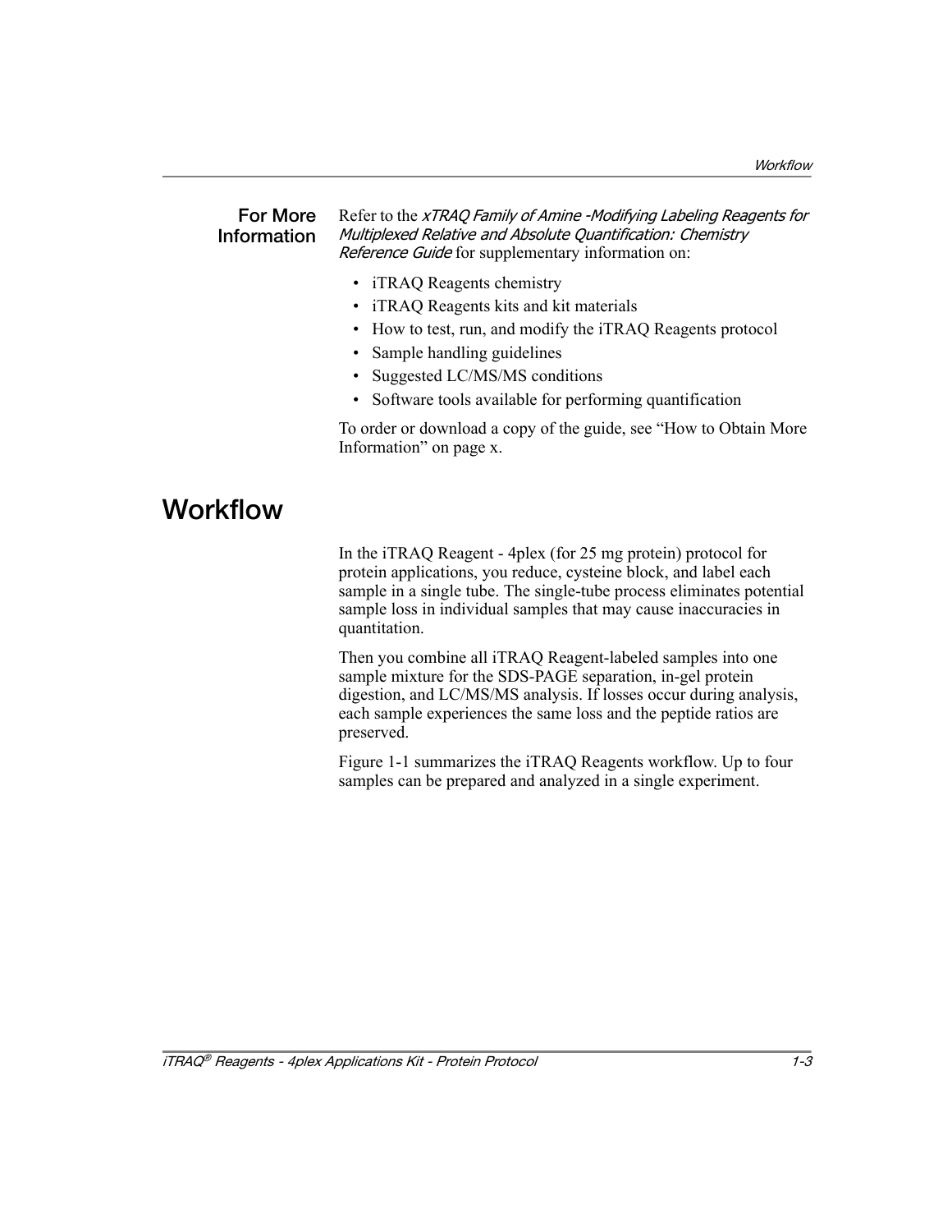### For More Information

Refer to the *xTRAQ Family of Amine -Modifying Labeling Reagents for Multiplexed Relative and Absolute Quantification: Chemistry Reference Guide* for supplementary information on:

- iTRAQ Reagents chemistry
- iTRAQ Reagents kits and kit materials
- How to test, run, and modify the iTRAQ Reagents protocol
- Sample handling guidelines
- Suggested LC/MS/MS conditions
- Software tools available for performing quantification

To order or download a copy of the guide, see "How to Obtain More Information" on page x.

## Workflow

In the iTRAQ Reagent - 4plex (for 25 mg protein) protocol for protein applications, you reduce, cysteine block, and label each sample in a single tube. The single-tube process eliminates potential sample loss in individual samples that may cause inaccuracies in quantitation.

Then you combine all iTRAQ Reagent-labeled samples into one sample mixture for the SDS-PAGE separation, in-gel protein digestion, and LC/MS/MS analysis. If losses occur during analysis, each sample experiences the same loss and the peptide ratios are preserved.

Figure 1-1 summarizes the iTRAQ Reagents workflow. Up to four samples can be prepared and analyzed in a single experiment.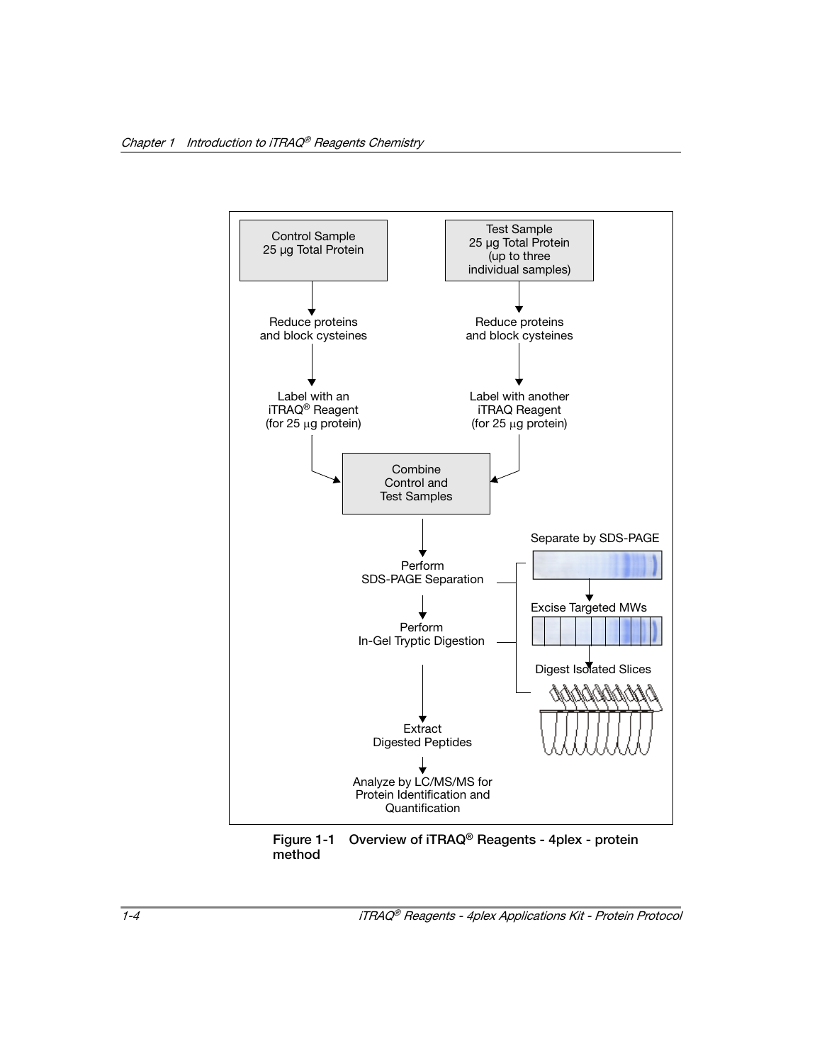Control Sample
25 µg Total Protein

Test Sample
25 µg Total Protein
(up to three
individual samples)

Reduce proteins
and block cysteines

Reduce proteins
and block cysteines

Label with an
iTRAQ® Reagent
(for 25 µg protein)

Label with another
iTRAQ Reagent
(for 25 µg protein)

Combine
Control and
Test Samples

Perform
SDS-PAGE Separation

Separate by SDS-PAGE

Excise Targeted MWs

Perform
In-Gel Tryptic Digestion

Digest Isolated Slices

Extract
Digested Peptides

Analyze by LC/MS/MS for
Protein Identification and
Quantification

**Figure 1-1 Overview of iTRAQ® Reagents - 4plex - protein method**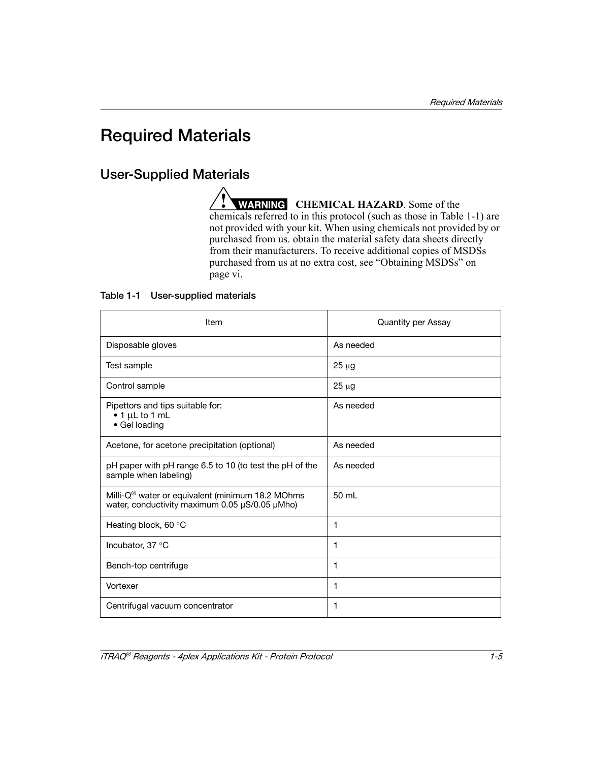# Required Materials

## User-Supplied Materials

**WARNING** **CHEMICAL HAZARD**. Some of the chemicals referred to in this protocol (such as those in Table 1-1) are not provided with your kit. When using chemicals not provided by or purchased from us. obtain the material safety data sheets directly from their manufacturers. To receive additional copies of MSDSs purchased from us at no extra cost, see “Obtaining MSDSs” on page vi.

**Table 1-1 User-supplied materials**

| Item | Quantity per Assay |
|---|---|
| Disposable gloves | As needed |
| Test sample | 25 µg |
| Control sample | 25 µg |
| Pipettors and tips suitable for:<br>• 1 µL to 1 mL<br>• Gel loading | As needed |
| Acetone, for acetone precipitation (optional) | As needed |
| pH paper with pH range 6.5 to 10 (to test the pH of the sample when labeling) | As needed |
| Milli-Q® water or equivalent (minimum 18.2 MOhms water, conductivity maximum 0.05 µS/0.05 µMho) | 50 mL |
| Heating block, 60 °C | 1 |
| Incubator, 37 °C | 1 |
| Bench-top centrifuge | 1 |
| Vortexer | 1 |
| Centrifugal vacuum concentrator | 1 |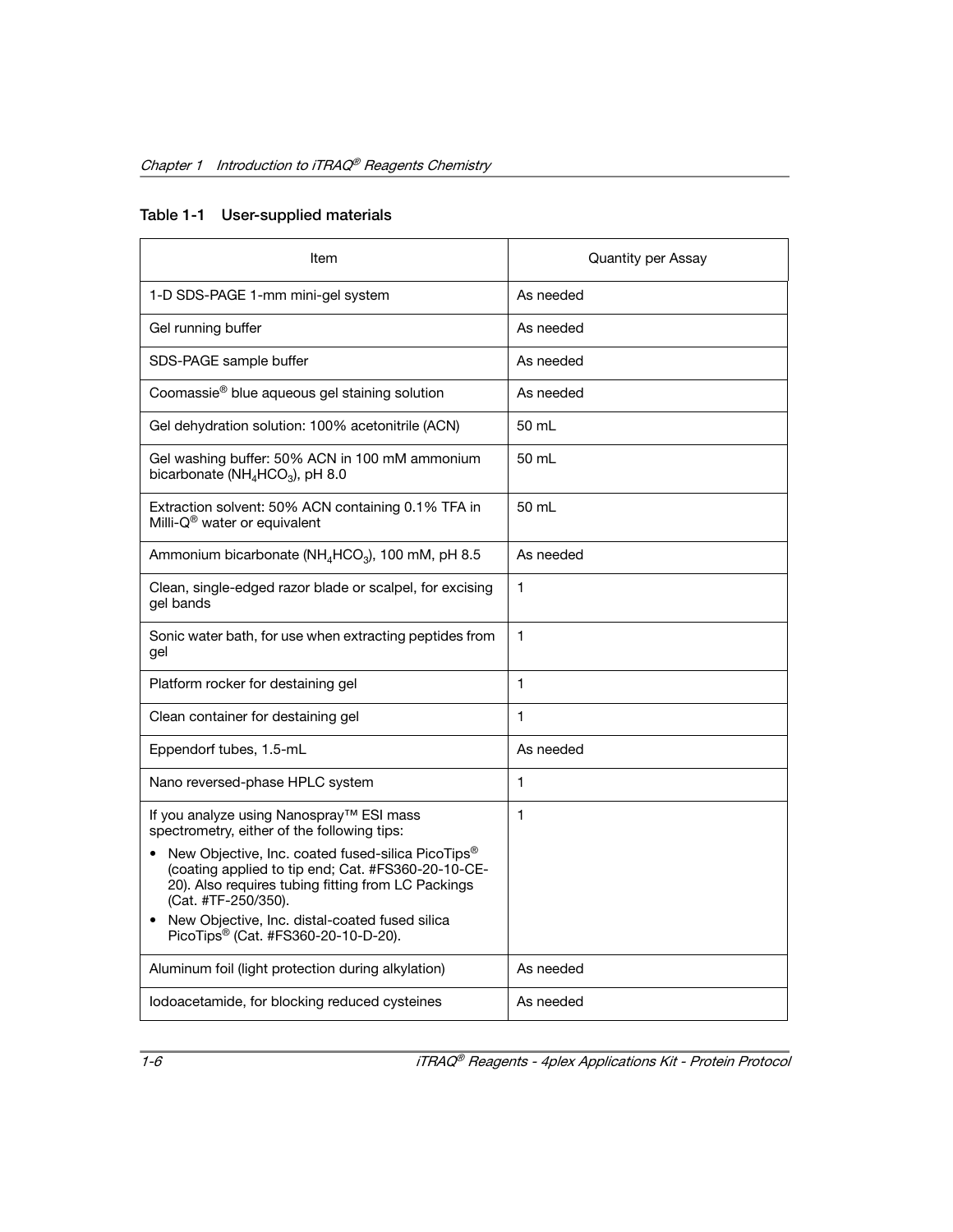### Table 1-1 User-supplied materials

| Item | Quantity per Assay |
|---|---|
| 1-D SDS-PAGE 1-mm mini-gel system | As needed |
| Gel running buffer | As needed |
| SDS-PAGE sample buffer | As needed |
| Coomassie® blue aqueous gel staining solution | As needed |
| Gel dehydration solution: 100% acetonitrile (ACN) | 50 mL |
| Gel washing buffer: 50% ACN in 100 mM ammonium bicarbonate ($NH_4HCO_3$), pH 8.0 | 50 mL |
| Extraction solvent: 50% ACN containing 0.1% TFA in Milli-Q® water or equivalent | 50 mL |
| Ammonium bicarbonate ($NH_4HCO_3$), 100 mM, pH 8.5 | As needed |
| Clean, single-edged razor blade or scalpel, for excising gel bands | 1 |
| Sonic water bath, for use when extracting peptides from gel | 1 |
| Platform rocker for destaining gel | 1 |
| Clean container for destaining gel | 1 |
| Eppendorf tubes, 1.5-mL | As needed |
| Nano reversed-phase HPLC system | 1 |
| If you analyze using Nanospray™ ESI mass spectrometry, either of the following tips: <br> • New Objective, Inc. coated fused-silica PicoTips® (coating applied to tip end; Cat. #FS360-20-10-CE-20). Also requires tubing fitting from LC Packings (Cat. #TF-250/350). <br> • New Objective, Inc. distal-coated fused silica PicoTips® (Cat. #FS360-20-10-D-20). | 1 |
| Aluminum foil (light protection during alkylation) | As needed |
| Iodoacetamide, for blocking reduced cysteines | As needed |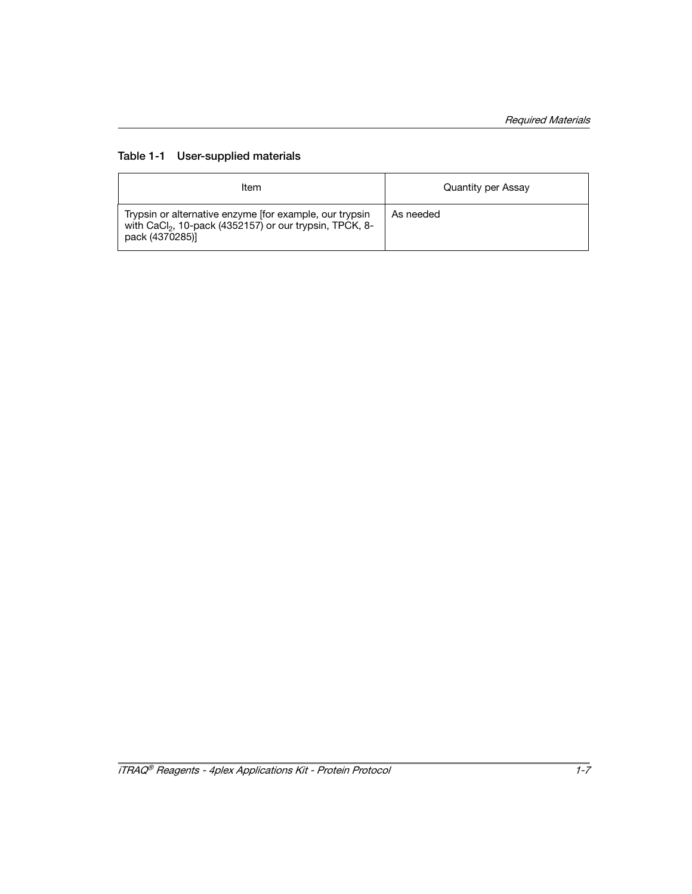**Table 1-1 User-supplied materials**

| Item | Quantity per Assay |
| --- | --- |
| Trypsin or alternative enzyme [for example, our trypsin with $CaCl_2$, 10-pack (4352157) or our trypsin, TPCK, 8-pack (4370285)] | As needed |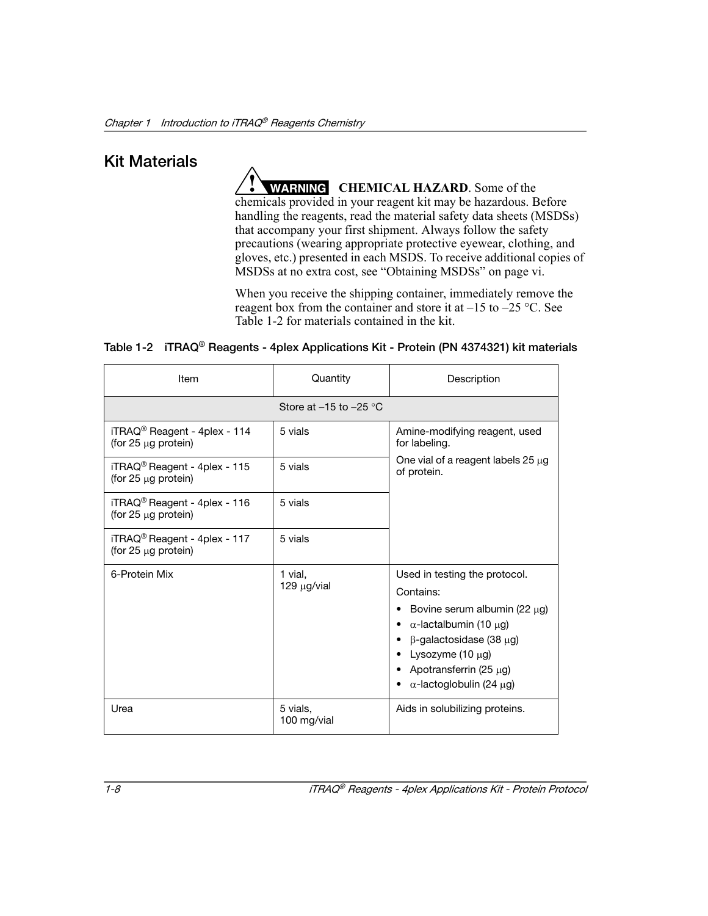## Kit Materials

**WARNING** **CHEMICAL HAZARD**. Some of the chemicals provided in your reagent kit may be hazardous. Before handling the reagents, read the material safety data sheets (MSDSs) that accompany your first shipment. Always follow the safety precautions (wearing appropriate protective eyewear, clothing, and gloves, etc.) presented in each MSDS. To receive additional copies of MSDSs at no extra cost, see "Obtaining MSDSs" on page vi.

When you receive the shipping container, immediately remove the reagent box from the container and store it at –15 to –25 °C. See Table 1-2 for materials contained in the kit.

**Table 1-2 iTRAQ® Reagents - 4plex Applications Kit - Protein (PN 4374321) kit materials**

| Item | Quantity | Description |
|---|---|---|
| Store at –15 to –25 °C | | |
| iTRAQ® Reagent - 4plex - 114 (for 25 μg protein) | 5 vials | Amine-modifying reagent, used for labeling. One vial of a reagent labels 25 μg of protein. |
| iTRAQ® Reagent - 4plex - 115 (for 25 μg protein) | 5 vials | |
| iTRAQ® Reagent - 4plex - 116 (for 25 μg protein) | 5 vials | |
| iTRAQ® Reagent - 4plex - 117 (for 25 μg protein) | 5 vials | |
| 6-Protein Mix | 1 vial, 129 μg/vial | Used in testing the protocol. Contains: • Bovine serum albumin (22 μg) • α-lactalbumin (10 μg) • β-galactosidase (38 μg) • Lysozyme (10 μg) • Apotransferrin (25 μg) • α-lactoglobulin (24 μg) |
| Urea | 5 vials, 100 mg/vial | Aids in solubilizing proteins. |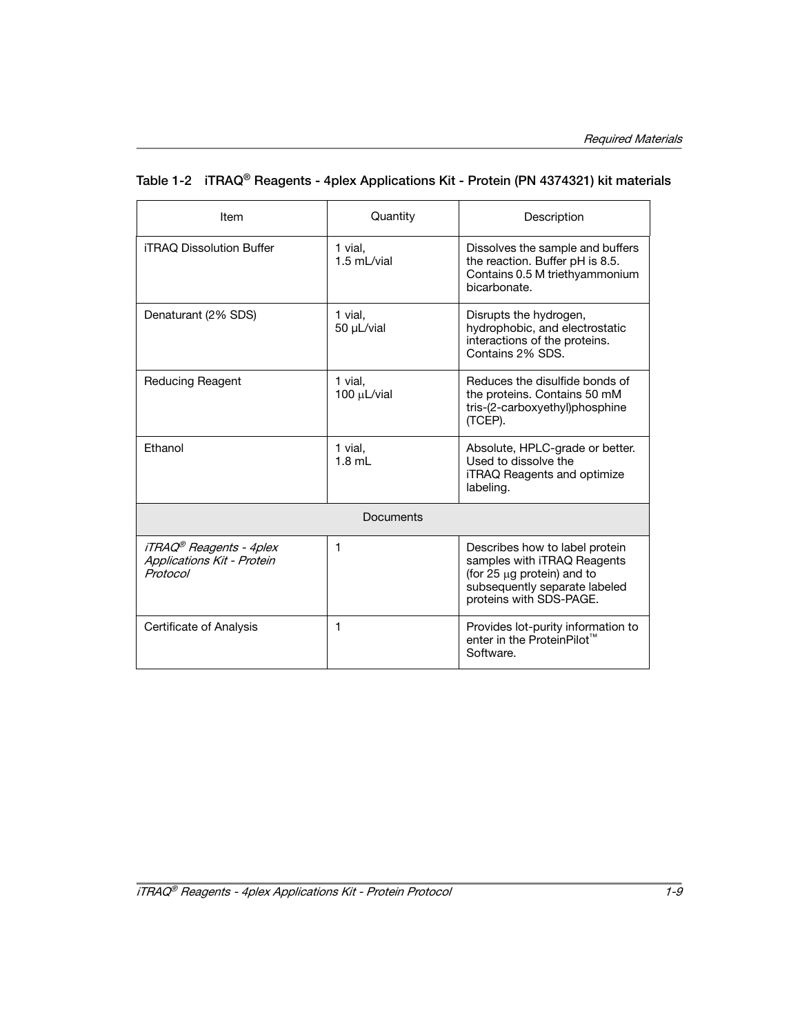**Table 1-2 iTRAQ® Reagents - 4plex Applications Kit - Protein (PN 4374321) kit materials**

| Item | Quantity | Description |
|---|---|---|
| iTRAQ Dissolution Buffer | 1 vial, 1.5 mL/vial | Dissolves the sample and buffers the reaction. Buffer pH is 8.5. Contains 0.5 M triethyammonium bicarbonate. |
| Denaturant (2% SDS) | 1 vial, 50 µL/vial | Disrupts the hydrogen, hydrophobic, and electrostatic interactions of the proteins. Contains 2% SDS. |
| Reducing Reagent | 1 vial, 100 µL/vial | Reduces the disulfide bonds of the proteins. Contains 50 mM tris-(2-carboxyethyl)phosphine (TCEP). |
| Ethanol | 1 vial, 1.8 mL | Absolute, HPLC-grade or better. Used to dissolve the iTRAQ Reagents and optimize labeling. |
| Documents | | |
| *iTRAQ® Reagents - 4plex Applications Kit - Protein Protocol* | 1 | Describes how to label protein samples with iTRAQ Reagents (for 25 µg protein) and to subsequently separate labeled proteins with SDS-PAGE. |
| Certificate of Analysis | 1 | Provides lot-purity information to enter in the ProteinPilot™ Software. |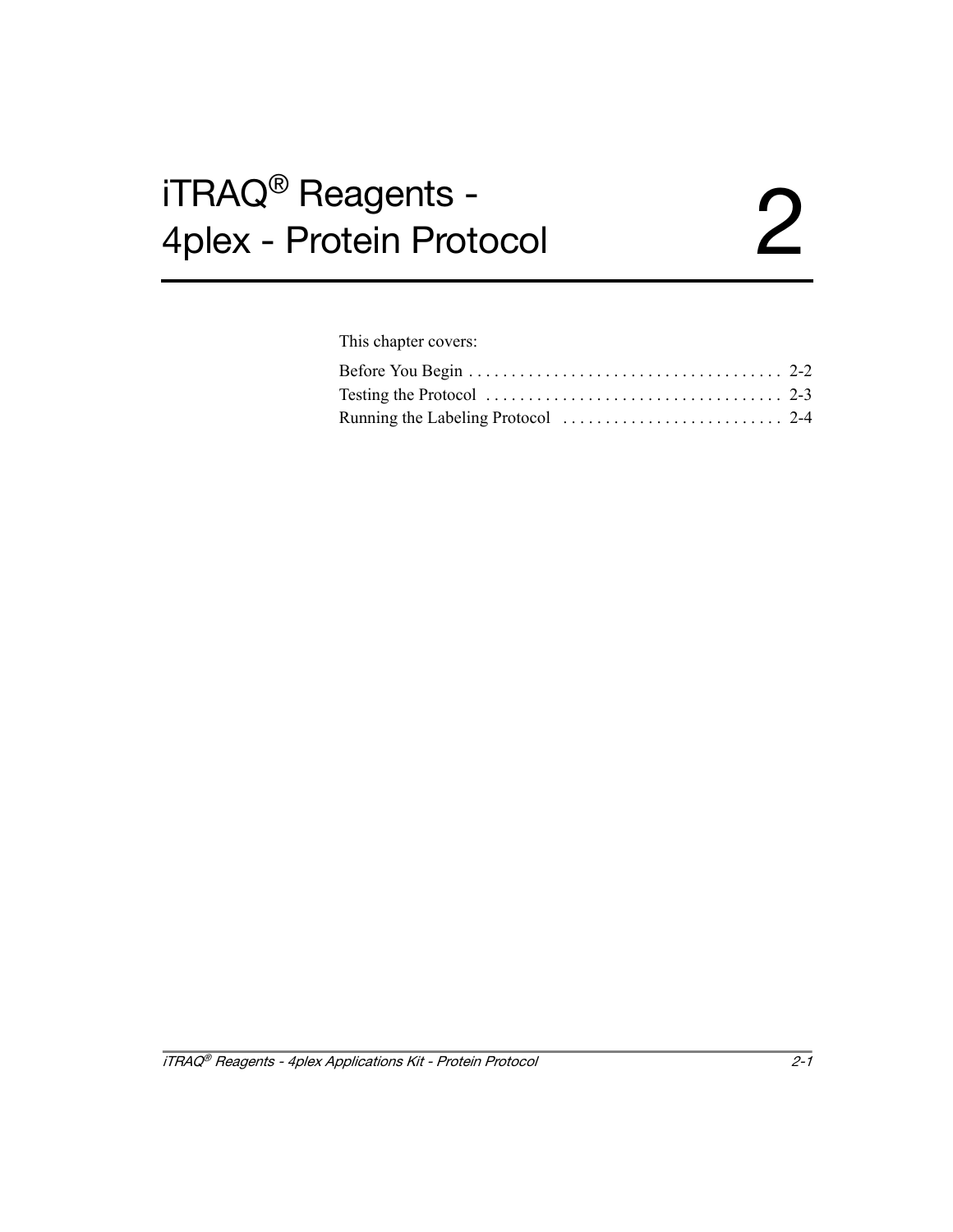# iTRAQ® Reagents - 4plex - Protein Protocol

# 2

This chapter covers:

Before You Begin . . . . . . . . . . . . . . . . . . . . . . . . . . . . . . . . . . . . . 2-2
Testing the Protocol . . . . . . . . . . . . . . . . . . . . . . . . . . . . . . . . . . . 2-3
Running the Labeling Protocol . . . . . . . . . . . . . . . . . . . . . . . . . . 2-4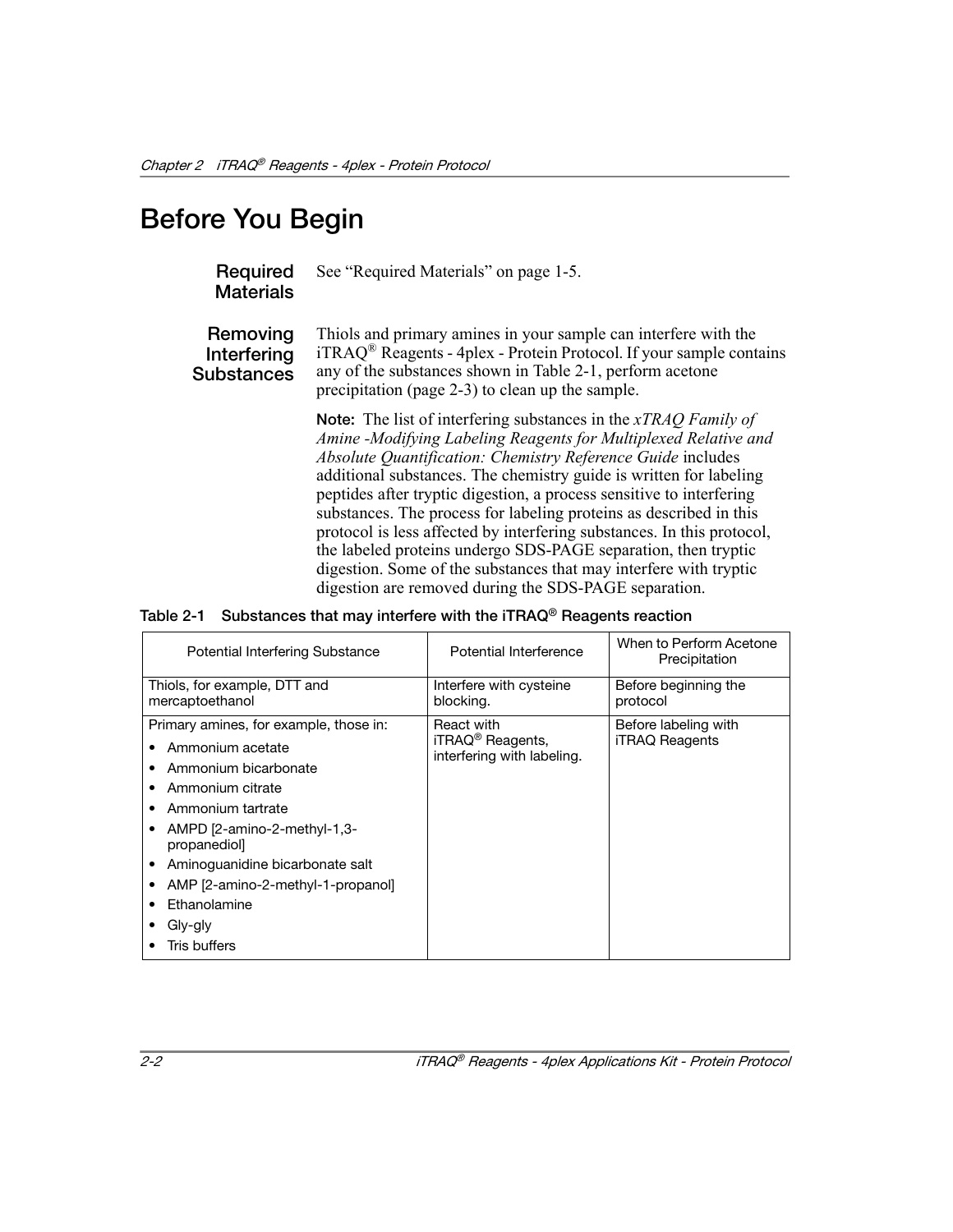# Before You Begin

**Required Materials**

See “Required Materials” on page 1-5.

**Removing Interfering Substances**

Thiols and primary amines in your sample can interfere with the iTRAQ® Reagents - 4plex - Protein Protocol. If your sample contains any of the substances shown in Table 2-1, perform acetone precipitation (page 2-3) to clean up the sample.

**Note:** The list of interfering substances in the *xTRAQ Family of Amine -Modifying Labeling Reagents for Multiplexed Relative and Absolute Quantification: Chemistry Reference Guide* includes additional substances. The chemistry guide is written for labeling peptides after tryptic digestion, a process sensitive to interfering substances. The process for labeling proteins as described in this protocol is less affected by interfering substances. In this protocol, the labeled proteins undergo SDS-PAGE separation, then tryptic digestion. Some of the substances that may interfere with tryptic digestion are removed during the SDS-PAGE separation.

**Table 2-1 Substances that may interfere with the iTRAQ® Reagents reaction**

| Potential Interfering Substance | Potential Interference | When to Perform Acetone Precipitation |
|---|---|---|
| Thiols, for example, DTT and mercaptoethanol | Interfere with cysteine blocking. | Before beginning the protocol |
| Primary amines, for example, those in:<br>• Ammonium acetate<br>• Ammonium bicarbonate<br>• Ammonium citrate<br>• Ammonium tartrate<br>• AMPD [2-amino-2-methyl-1,3-propanediol]<br>• Aminoguanidine bicarbonate salt<br>• AMP [2-amino-2-methyl-1-propanol]<br>• Ethanolamine<br>• Gly-gly<br>• Tris buffers | React with iTRAQ® Reagents, interfering with labeling. | Before labeling with iTRAQ Reagents |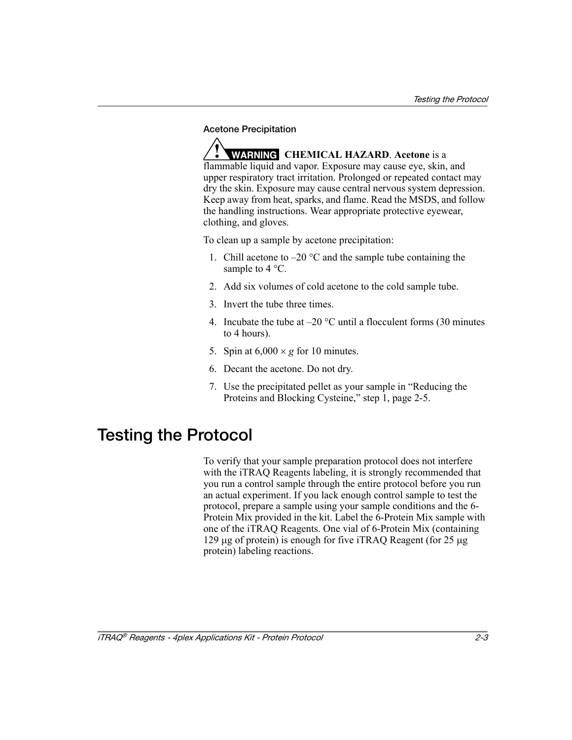### Acetone Precipitation

**WARNING** **CHEMICAL HAZARD**. **Acetone** is a flammable liquid and vapor. Exposure may cause eye, skin, and upper respiratory tract irritation. Prolonged or repeated contact may dry the skin. Exposure may cause central nervous system depression. Keep away from heat, sparks, and flame. Read the MSDS, and follow the handling instructions. Wear appropriate protective eyewear, clothing, and gloves.

To clean up a sample by acetone precipitation:

1. Chill acetone to –20 °C and the sample tube containing the sample to 4 °C.
2. Add six volumes of cold acetone to the cold sample tube.
3. Invert the tube three times.
4. Incubate the tube at –20 °C until a flocculent forms (30 minutes to 4 hours).
5. Spin at 6,000 × *g* for 10 minutes.
6. Decant the acetone. Do not dry.
7. Use the precipitated pellet as your sample in “Reducing the Proteins and Blocking Cysteine,” step 1, page 2-5.

## Testing the Protocol

To verify that your sample preparation protocol does not interfere with the iTRAQ Reagents labeling, it is strongly recommended that you run a control sample through the entire protocol before you run an actual experiment. If you lack enough control sample to test the protocol, prepare a sample using your sample conditions and the 6-Protein Mix provided in the kit. Label the 6-Protein Mix sample with one of the iTRAQ Reagents. One vial of 6-Protein Mix (containing 129 µg of protein) is enough for five iTRAQ Reagent (for 25 µg protein) labeling reactions.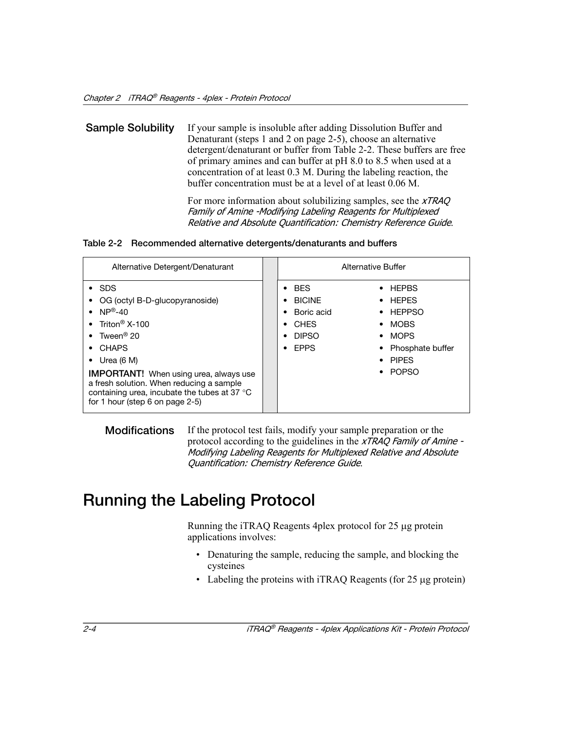**Sample Solubility** If your sample is insoluble after adding Dissolution Buffer and Denaturant (steps 1 and 2 on page 2-5), choose an alternative detergent/denaturant or buffer from Table 2-2. These buffers are free of primary amines and can buffer at pH 8.0 to 8.5 when used at a concentration of at least 0.3 M. During the labeling reaction, the buffer concentration must be at a level of at least 0.06 M.

For more information about solubilizing samples, see the *xTRAQ Family of Amine -Modifying Labeling Reagents for Multiplexed Relative and Absolute Quantification: Chemistry Reference Guide*.

**Table 2-2 Recommended alternative detergents/denaturants and buffers**

| Alternative Detergent/Denaturant | Alternative Buffer | |
|---|---|---|
| • SDS | • BES | • HEPBS |
| • OG (octyl B-D-glucopyranoside) | • BICINE | • HEPES |
| • NP®-40 | • Boric acid | • HEPPSO |
| • Triton® X-100 | • CHES | • MOBS |
| • Tween® 20 | • DIPSO | • MOPS |
| • CHAPS | • EPPS | • Phosphate buffer |
| • Urea (6 M) | | • PIPES |
| **IMPORTANT!** When using urea, always use a fresh solution. When reducing a sample containing urea, incubate the tubes at 37 °C for 1 hour (step 6 on page 2-5) | | • POPSO |

**Modifications** If the protocol test fails, modify your sample preparation or the protocol according to the guidelines in the *xTRAQ Family of Amine - Modifying Labeling Reagents for Multiplexed Relative and Absolute Quantification: Chemistry Reference Guide*.

# Running the Labeling Protocol

Running the iTRAQ Reagents 4plex protocol for 25 µg protein applications involves:

- Denaturing the sample, reducing the sample, and blocking the cysteines
- Labeling the proteins with iTRAQ Reagents (for 25 µg protein)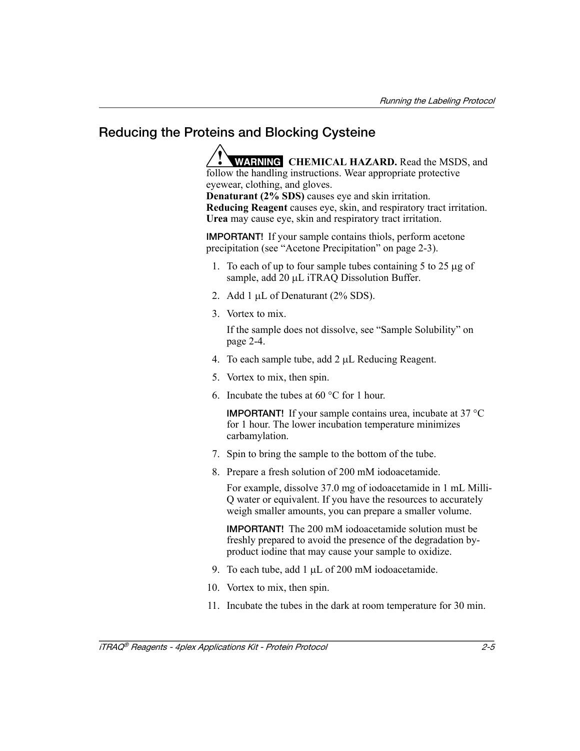## Reducing the Proteins and Blocking Cysteine

**WARNING** **CHEMICAL HAZARD.** Read the MSDS, and follow the handling instructions. Wear appropriate protective eyewear, clothing, and gloves.
**Denaturant (2% SDS)** causes eye and skin irritation.
**Reducing Reagent** causes eye, skin, and respiratory tract irritation.
**Urea** may cause eye, skin and respiratory tract irritation.

**IMPORTANT!** If your sample contains thiols, perform acetone precipitation (see "Acetone Precipitation" on page 2-3).

1. To each of up to four sample tubes containing 5 to 25 µg of sample, add 20 µL iTRAQ Dissolution Buffer.
2. Add 1 µL of Denaturant (2% SDS).
3. Vortex to mix.

   If the sample does not dissolve, see "Sample Solubility" on page 2-4.
4. To each sample tube, add 2 µL Reducing Reagent.
5. Vortex to mix, then spin.
6. Incubate the tubes at 60 °C for 1 hour.

   **IMPORTANT!** If your sample contains urea, incubate at 37 °C for 1 hour. The lower incubation temperature minimizes carbamylation.
7. Spin to bring the sample to the bottom of the tube.
8. Prepare a fresh solution of 200 mM iodoacetamide.

   For example, dissolve 37.0 mg of iodoacetamide in 1 mL Milli-Q water or equivalent. If you have the resources to accurately weigh smaller amounts, you can prepare a smaller volume.

   **IMPORTANT!** The 200 mM iodoacetamide solution must be freshly prepared to avoid the presence of the degradation by-product iodine that may cause your sample to oxidize.
9. To each tube, add 1 µL of 200 mM iodoacetamide.
10. Vortex to mix, then spin.
11. Incubate the tubes in the dark at room temperature for 30 min.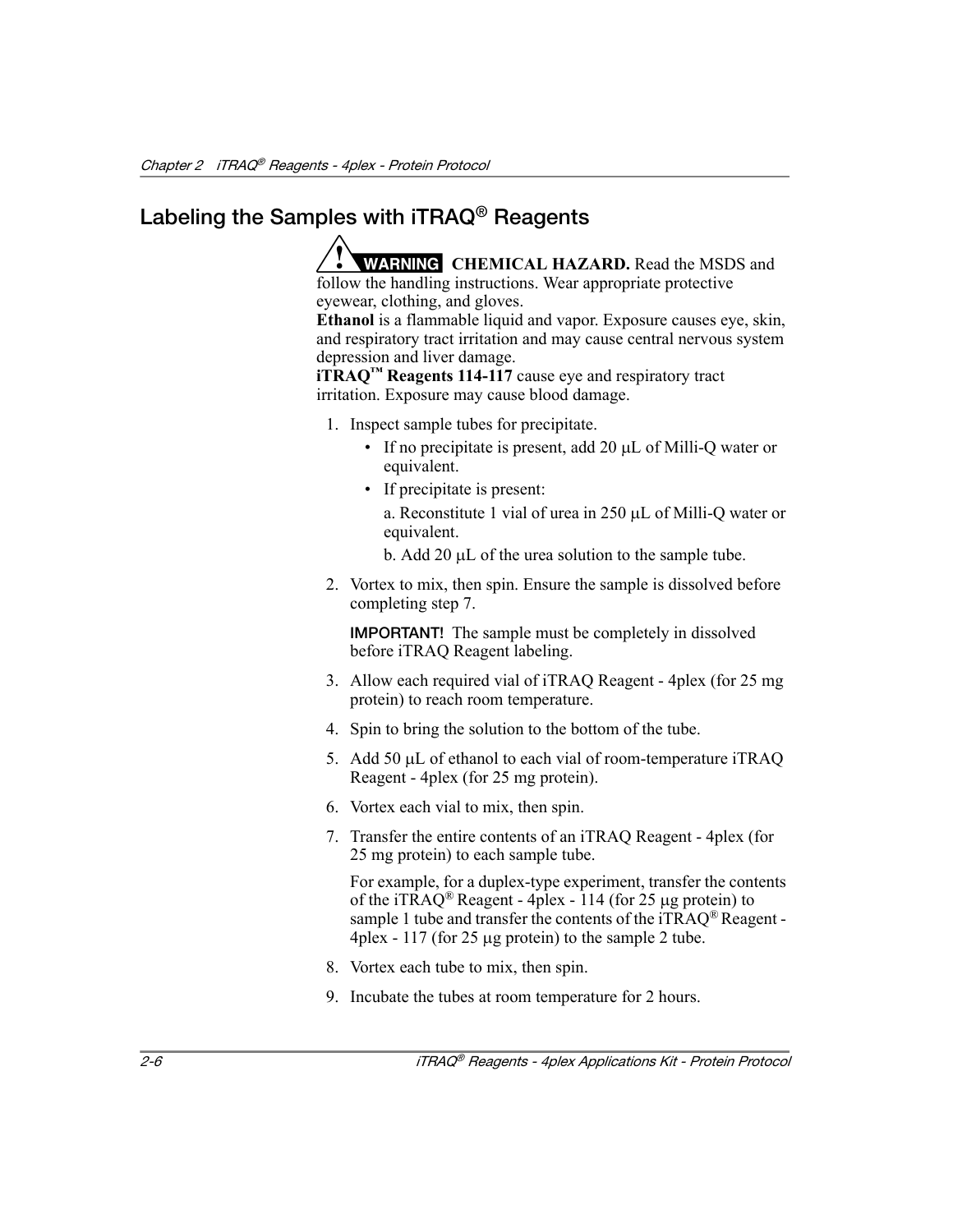## Labeling the Samples with iTRAQ® Reagents

**WARNING** **CHEMICAL HAZARD.** Read the MSDS and follow the handling instructions. Wear appropriate protective eyewear, clothing, and gloves.
**Ethanol** is a flammable liquid and vapor. Exposure causes eye, skin, and respiratory tract irritation and may cause central nervous system depression and liver damage.
**iTRAQ™ Reagents 114-117** cause eye and respiratory tract irritation. Exposure may cause blood damage.

1. Inspect sample tubes for precipitate.
   - If no precipitate is present, add 20 µL of Milli-Q water or equivalent.
   - If precipitate is present:

     a. Reconstitute 1 vial of urea in 250 µL of Milli-Q water or equivalent.

     b. Add 20 µL of the urea solution to the sample tube.

2. Vortex to mix, then spin. Ensure the sample is dissolved before completing step 7.

   **IMPORTANT!** The sample must be completely in dissolved before iTRAQ Reagent labeling.

3. Allow each required vial of iTRAQ Reagent - 4plex (for 25 mg protein) to reach room temperature.
4. Spin to bring the solution to the bottom of the tube.
5. Add 50 µL of ethanol to each vial of room-temperature iTRAQ Reagent - 4plex (for 25 mg protein).
6. Vortex each vial to mix, then spin.
7. Transfer the entire contents of an iTRAQ Reagent - 4plex (for 25 mg protein) to each sample tube.

   For example, for a duplex-type experiment, transfer the contents of the iTRAQ® Reagent - 4plex - 114 (for 25 µg protein) to sample 1 tube and transfer the contents of the iTRAQ® Reagent - 4plex - 117 (for 25 µg protein) to the sample 2 tube.

8. Vortex each tube to mix, then spin.
9. Incubate the tubes at room temperature for 2 hours.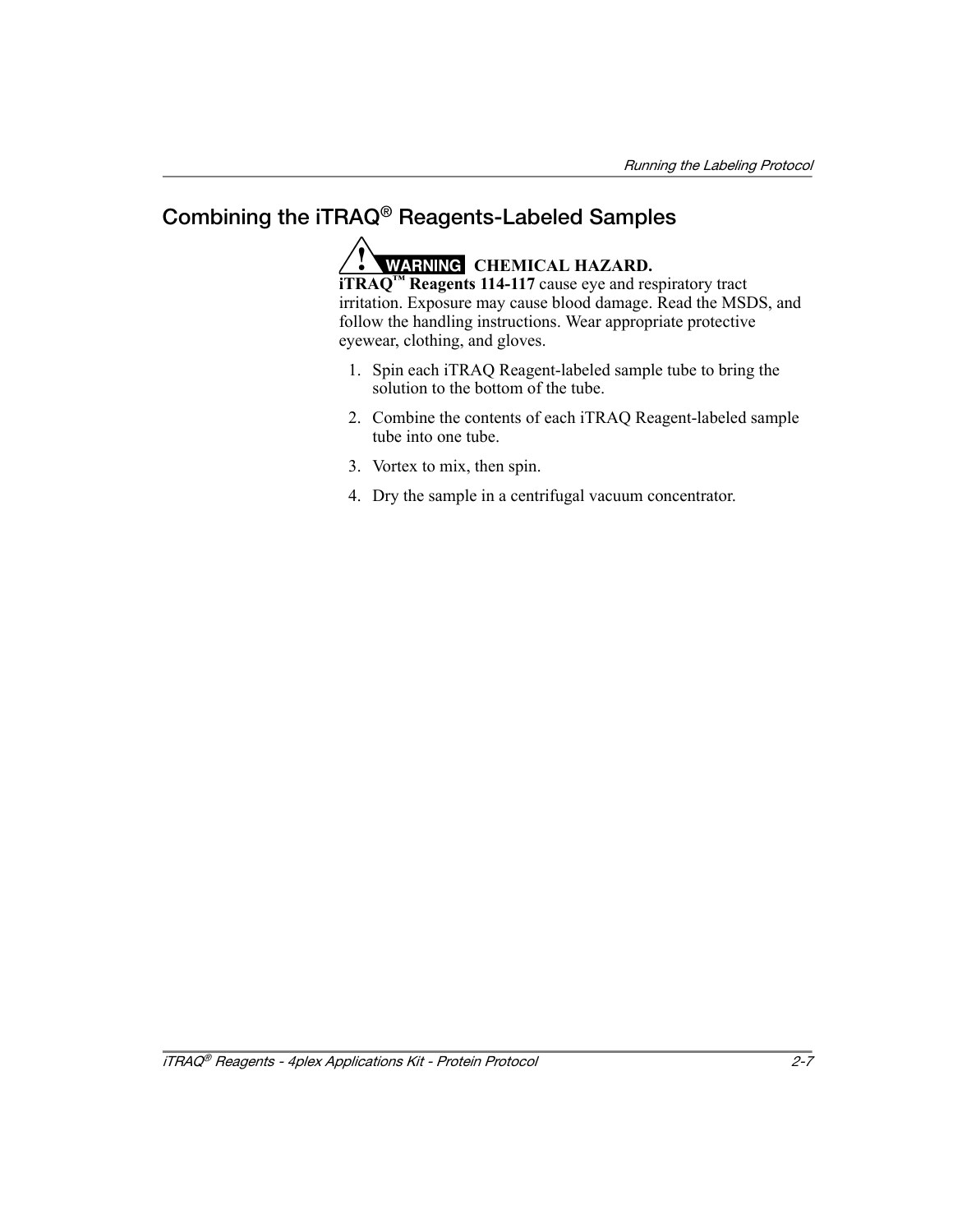## Combining the iTRAQ® Reagents-Labeled Samples

**WARNING** **CHEMICAL HAZARD. iTRAQ™ Reagents 114-117** cause eye and respiratory tract irritation. Exposure may cause blood damage. Read the MSDS, and follow the handling instructions. Wear appropriate protective eyewear, clothing, and gloves.

1. Spin each iTRAQ Reagent-labeled sample tube to bring the solution to the bottom of the tube.
2. Combine the contents of each iTRAQ Reagent-labeled sample tube into one tube.
3. Vortex to mix, then spin.
4. Dry the sample in a centrifugal vacuum concentrator.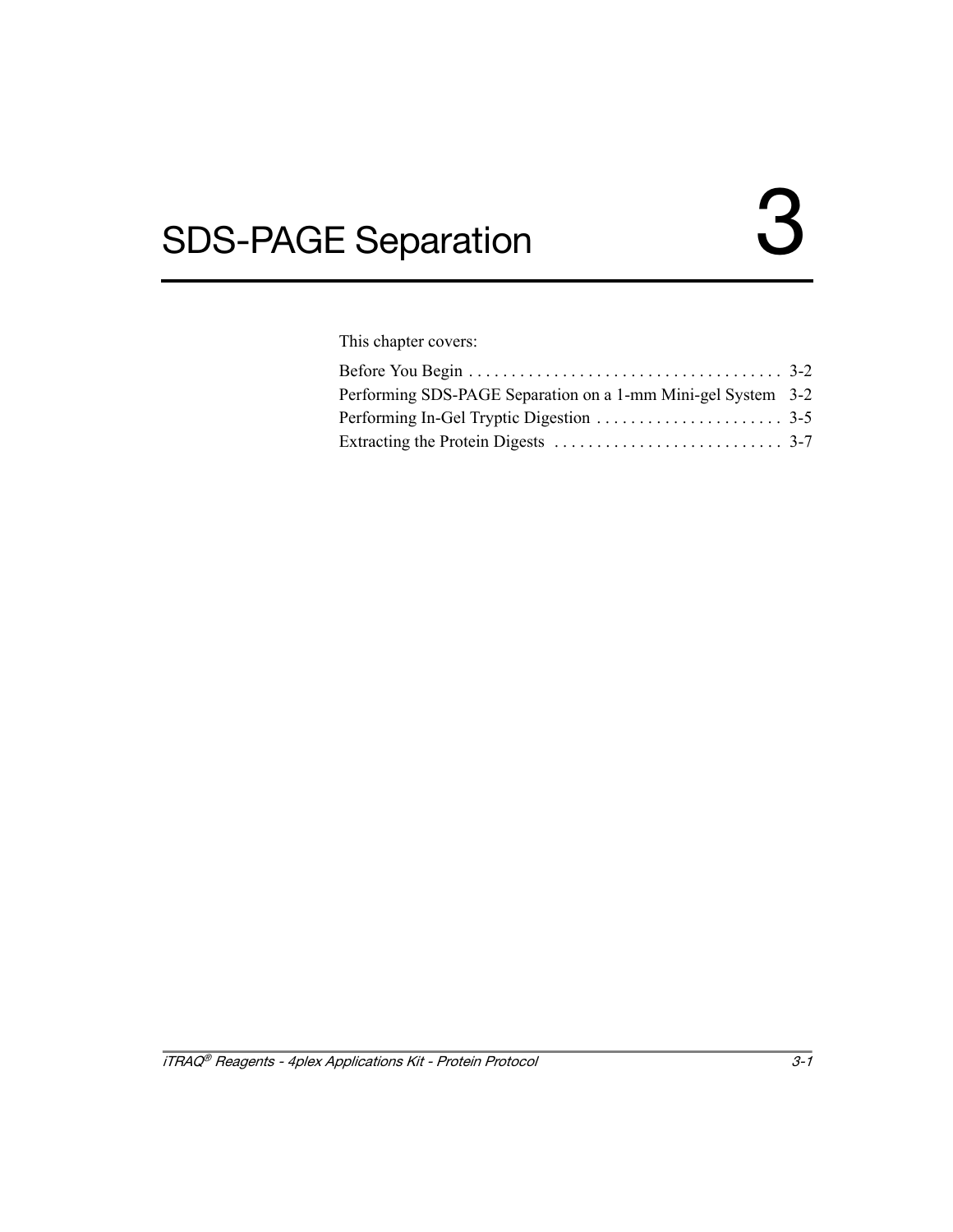# SDS-PAGE Separation 3

This chapter covers:

| | |
|---|---|
| Before You Begin | 3-2 |
| Performing SDS-PAGE Separation on a 1-mm Mini-gel System | 3-2 |
| Performing In-Gel Tryptic Digestion | 3-5 |
| Extracting the Protein Digests | 3-7 |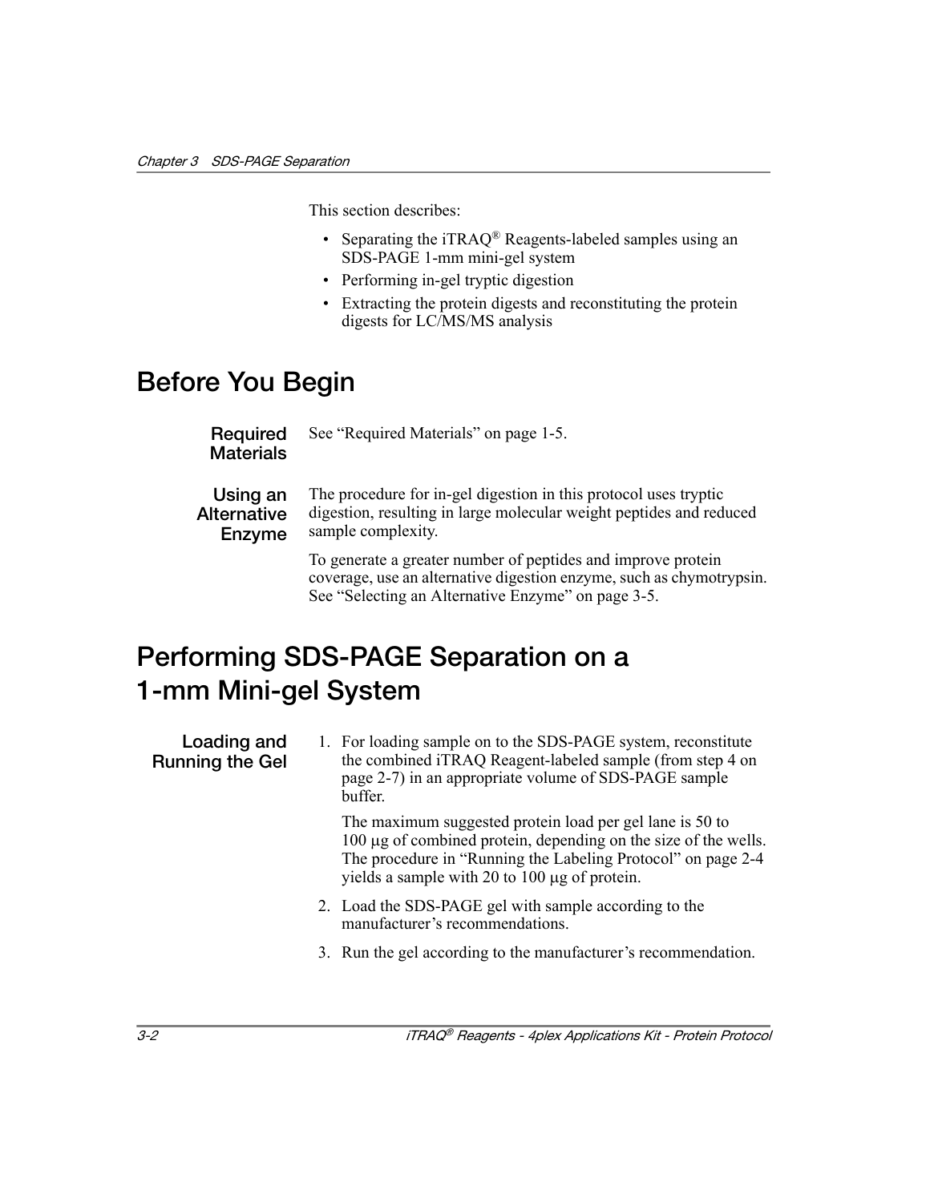This section describes:

- Separating the iTRAQ® Reagents-labeled samples using an SDS-PAGE 1-mm mini-gel system
- Performing in-gel tryptic digestion
- Extracting the protein digests and reconstituting the protein digests for LC/MS/MS analysis

# Before You Begin

### Required Materials

See "Required Materials" on page 1-5.

### Using an Alternative Enzyme

The procedure for in-gel digestion in this protocol uses tryptic digestion, resulting in large molecular weight peptides and reduced sample complexity.

To generate a greater number of peptides and improve protein coverage, use an alternative digestion enzyme, such as chymotrypsin. See "Selecting an Alternative Enzyme" on page 3-5.

# Performing SDS-PAGE Separation on a 1-mm Mini-gel System

### Loading and Running the Gel

1. For loading sample on to the SDS-PAGE system, reconstitute the combined iTRAQ Reagent-labeled sample (from step 4 on page 2-7) in an appropriate volume of SDS-PAGE sample buffer.

   The maximum suggested protein load per gel lane is 50 to 100 µg of combined protein, depending on the size of the wells. The procedure in "Running the Labeling Protocol" on page 2-4 yields a sample with 20 to 100 µg of protein.

2. Load the SDS-PAGE gel with sample according to the manufacturer's recommendations.
3. Run the gel according to the manufacturer's recommendation.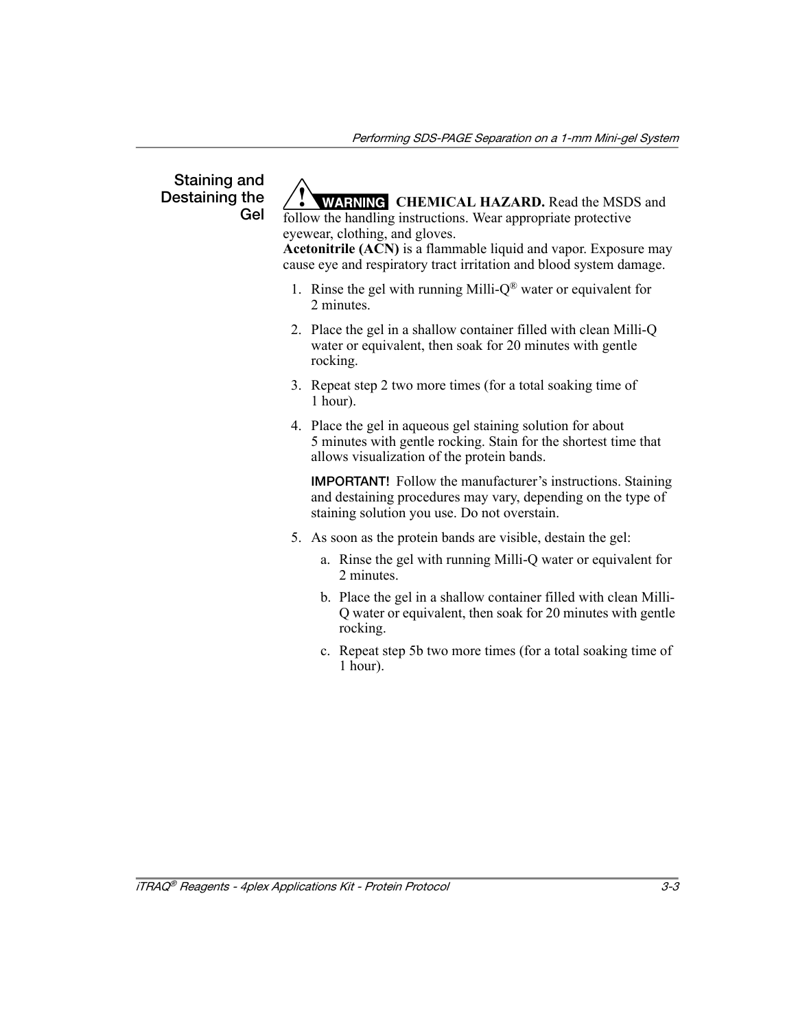## Staining and Destaining the Gel

**WARNING** **CHEMICAL HAZARD.** Read the MSDS and follow the handling instructions. Wear appropriate protective eyewear, clothing, and gloves.
**Acetonitrile (ACN)** is a flammable liquid and vapor. Exposure may cause eye and respiratory tract irritation and blood system damage.

1. Rinse the gel with running Milli-Q® water or equivalent for 2 minutes.
2. Place the gel in a shallow container filled with clean Milli-Q water or equivalent, then soak for 20 minutes with gentle rocking.
3. Repeat step 2 two more times (for a total soaking time of 1 hour).
4. Place the gel in aqueous gel staining solution for about 5 minutes with gentle rocking. Stain for the shortest time that allows visualization of the protein bands.

   **IMPORTANT!** Follow the manufacturer's instructions. Staining and destaining procedures may vary, depending on the type of staining solution you use. Do not overstain.

5. As soon as the protein bands are visible, destain the gel:
   a. Rinse the gel with running Milli-Q water or equivalent for 2 minutes.
   b. Place the gel in a shallow container filled with clean Milli-Q water or equivalent, then soak for 20 minutes with gentle rocking.
   c. Repeat step 5b two more times (for a total soaking time of 1 hour).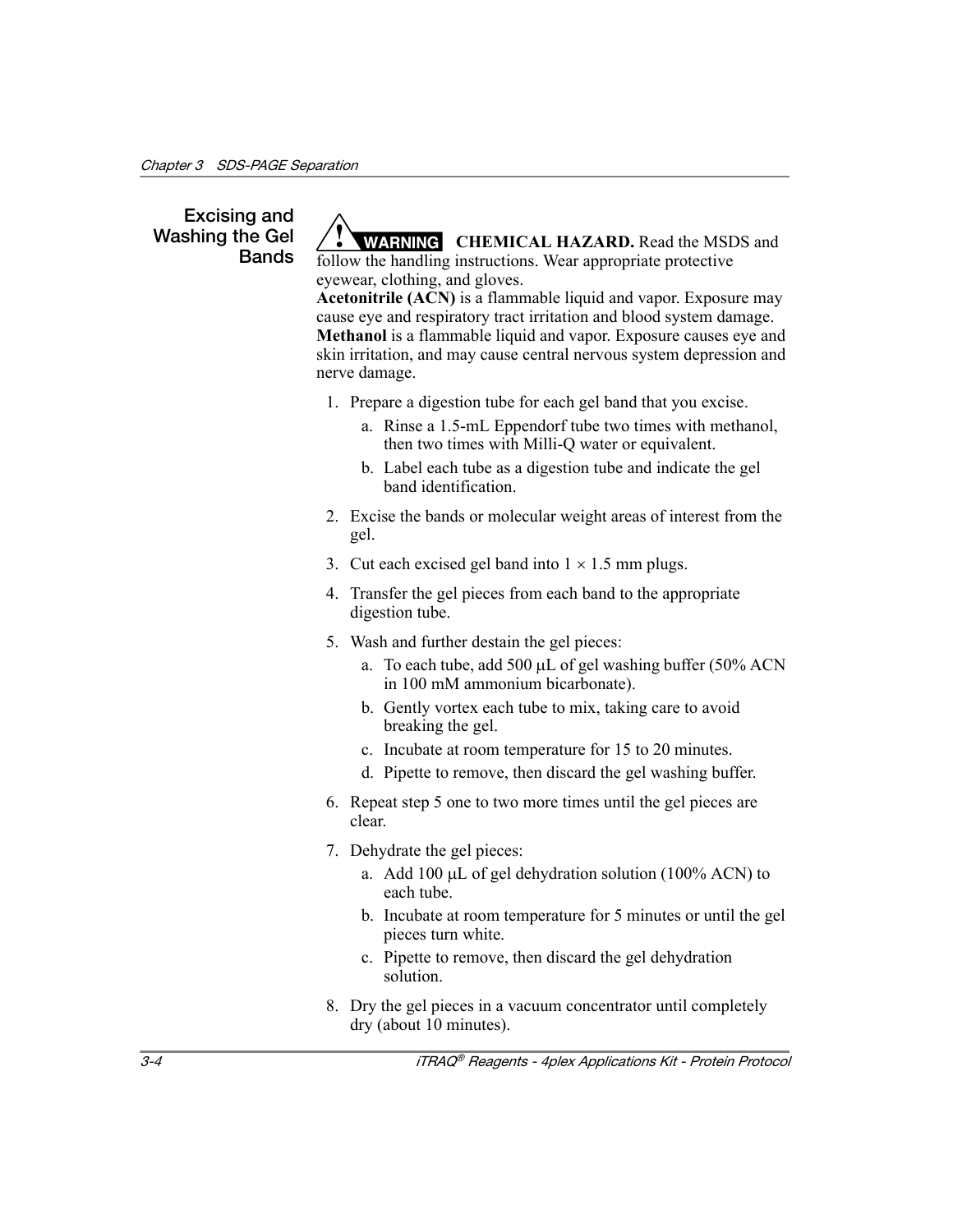## Excising and Washing the Gel Bands

**WARNING** **CHEMICAL HAZARD.** Read the MSDS and follow the handling instructions. Wear appropriate protective eyewear, clothing, and gloves.
**Acetonitrile (ACN)** is a flammable liquid and vapor. Exposure may cause eye and respiratory tract irritation and blood system damage.
**Methanol** is a flammable liquid and vapor. Exposure causes eye and skin irritation, and may cause central nervous system depression and nerve damage.

1. Prepare a digestion tube for each gel band that you excise.
   a. Rinse a 1.5-mL Eppendorf tube two times with methanol, then two times with Milli-Q water or equivalent.
   b. Label each tube as a digestion tube and indicate the gel band identification.
2. Excise the bands or molecular weight areas of interest from the gel.
3. Cut each excised gel band into 1 × 1.5 mm plugs.
4. Transfer the gel pieces from each band to the appropriate digestion tube.
5. Wash and further destain the gel pieces:
   a. To each tube, add 500 µL of gel washing buffer (50% ACN in 100 mM ammonium bicarbonate).
   b. Gently vortex each tube to mix, taking care to avoid breaking the gel.
   c. Incubate at room temperature for 15 to 20 minutes.
   d. Pipette to remove, then discard the gel washing buffer.
6. Repeat step 5 one to two more times until the gel pieces are clear.
7. Dehydrate the gel pieces:
   a. Add 100 µL of gel dehydration solution (100% ACN) to each tube.
   b. Incubate at room temperature for 5 minutes or until the gel pieces turn white.
   c. Pipette to remove, then discard the gel dehydration solution.
8. Dry the gel pieces in a vacuum concentrator until completely dry (about 10 minutes).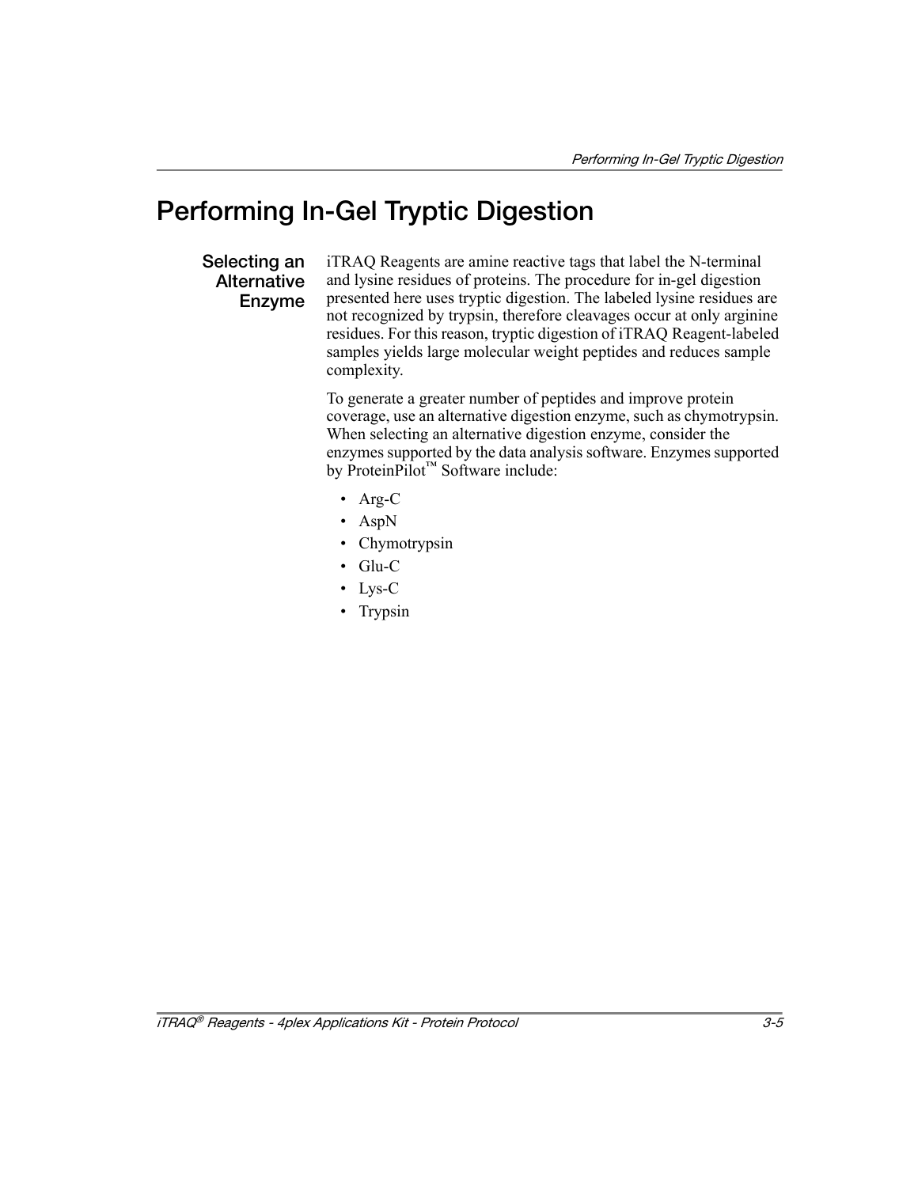# Performing In-Gel Tryptic Digestion

## Selecting an Alternative Enzyme

iTRAQ Reagents are amine reactive tags that label the N-terminal and lysine residues of proteins. The procedure for in-gel digestion presented here uses tryptic digestion. The labeled lysine residues are not recognized by trypsin, therefore cleavages occur at only arginine residues. For this reason, tryptic digestion of iTRAQ Reagent-labeled samples yields large molecular weight peptides and reduces sample complexity.

To generate a greater number of peptides and improve protein coverage, use an alternative digestion enzyme, such as chymotrypsin. When selecting an alternative digestion enzyme, consider the enzymes supported by the data analysis software. Enzymes supported by ProteinPilot™ Software include:

- Arg-C
- AspN
- Chymotrypsin
- Glu-C
- Lys-C
- Trypsin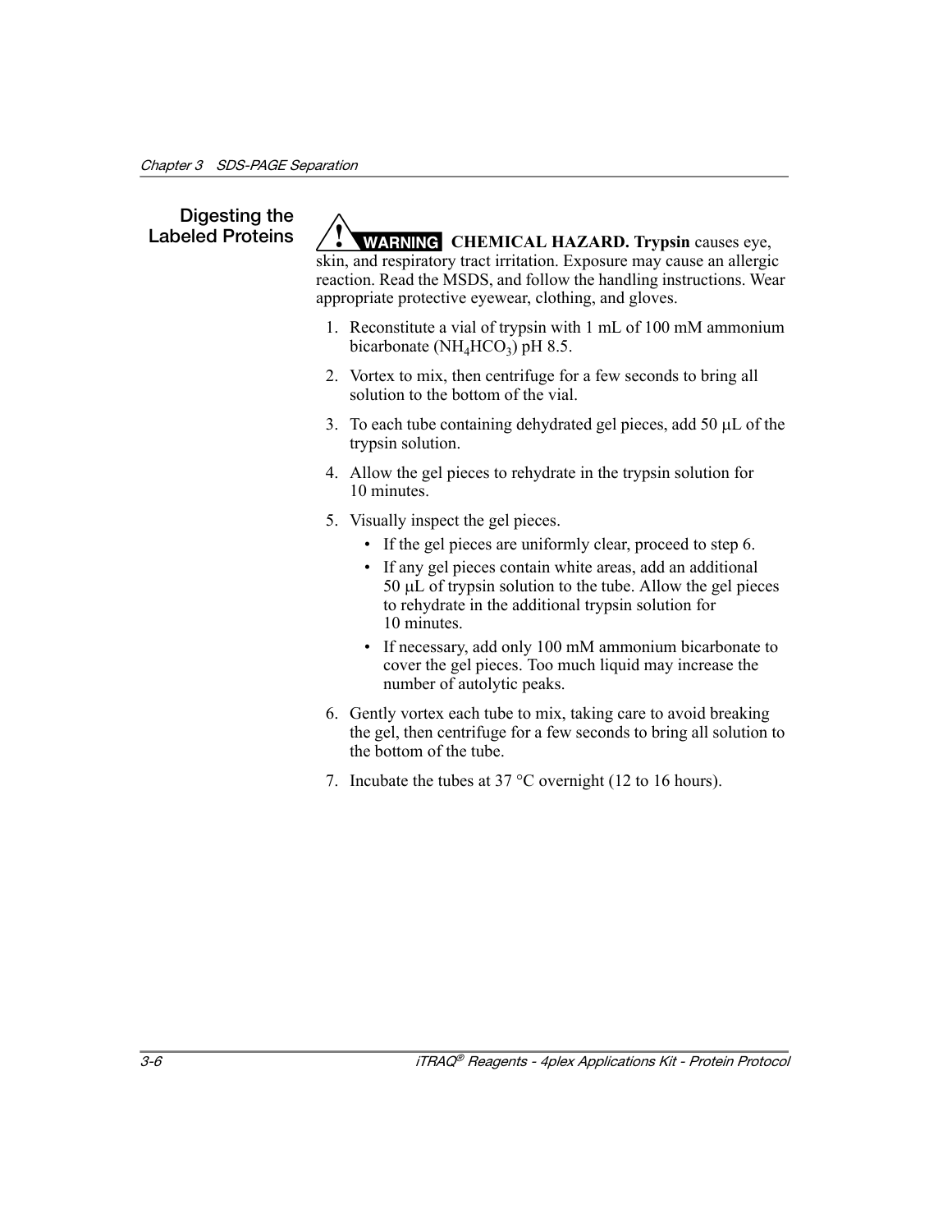## Digesting the Labeled Proteins

**WARNING** **CHEMICAL HAZARD. Trypsin** causes eye, skin, and respiratory tract irritation. Exposure may cause an allergic reaction. Read the MSDS, and follow the handling instructions. Wear appropriate protective eyewear, clothing, and gloves.

1. Reconstitute a vial of trypsin with 1 mL of 100 mM ammonium bicarbonate ($NH_4HCO_3$) pH 8.5.
2. Vortex to mix, then centrifuge for a few seconds to bring all solution to the bottom of the vial.
3. To each tube containing dehydrated gel pieces, add 50 µL of the trypsin solution.
4. Allow the gel pieces to rehydrate in the trypsin solution for 10 minutes.
5. Visually inspect the gel pieces.
   - If the gel pieces are uniformly clear, proceed to step 6.
   - If any gel pieces contain white areas, add an additional 50 µL of trypsin solution to the tube. Allow the gel pieces to rehydrate in the additional trypsin solution for 10 minutes.
   - If necessary, add only 100 mM ammonium bicarbonate to cover the gel pieces. Too much liquid may increase the number of autolytic peaks.
6. Gently vortex each tube to mix, taking care to avoid breaking the gel, then centrifuge for a few seconds to bring all solution to the bottom of the tube.
7. Incubate the tubes at 37 °C overnight (12 to 16 hours).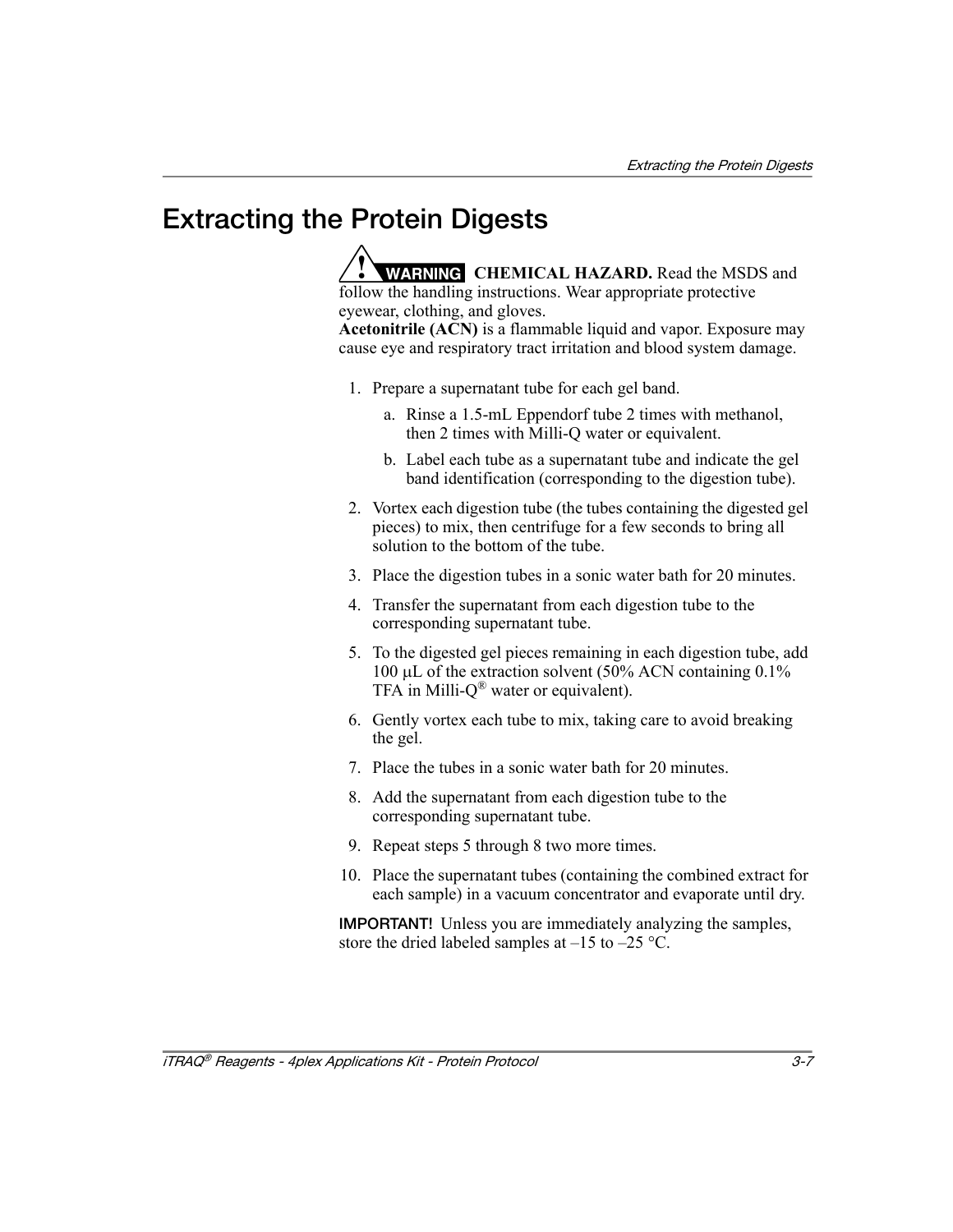# Extracting the Protein Digests

**WARNING** **CHEMICAL HAZARD.** Read the MSDS and follow the handling instructions. Wear appropriate protective eyewear, clothing, and gloves.
**Acetonitrile (ACN)** is a flammable liquid and vapor. Exposure may cause eye and respiratory tract irritation and blood system damage.

1. Prepare a supernatant tube for each gel band.
   a. Rinse a 1.5-mL Eppendorf tube 2 times with methanol, then 2 times with Milli-Q water or equivalent.
   b. Label each tube as a supernatant tube and indicate the gel band identification (corresponding to the digestion tube).
2. Vortex each digestion tube (the tubes containing the digested gel pieces) to mix, then centrifuge for a few seconds to bring all solution to the bottom of the tube.
3. Place the digestion tubes in a sonic water bath for 20 minutes.
4. Transfer the supernatant from each digestion tube to the corresponding supernatant tube.
5. To the digested gel pieces remaining in each digestion tube, add 100 µL of the extraction solvent (50% ACN containing 0.1% TFA in Milli-Q® water or equivalent).
6. Gently vortex each tube to mix, taking care to avoid breaking the gel.
7. Place the tubes in a sonic water bath for 20 minutes.
8. Add the supernatant from each digestion tube to the corresponding supernatant tube.
9. Repeat steps 5 through 8 two more times.
10. Place the supernatant tubes (containing the combined extract for each sample) in a vacuum concentrator and evaporate until dry.

**IMPORTANT!** Unless you are immediately analyzing the samples, store the dried labeled samples at –15 to –25 °C.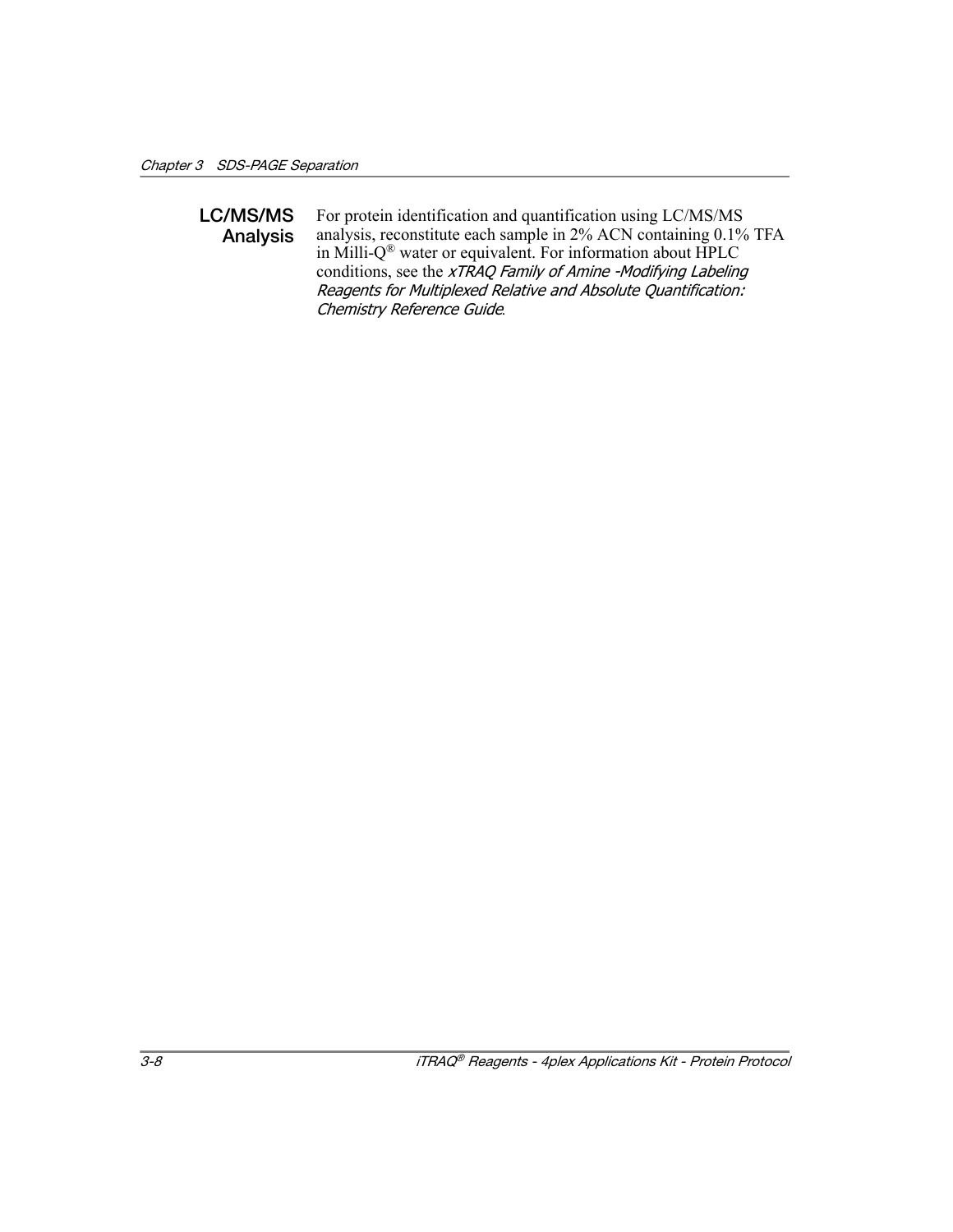## LC/MS/MS Analysis

For protein identification and quantification using LC/MS/MS analysis, reconstitute each sample in 2% ACN containing 0.1% TFA in Milli-Q® water or equivalent. For information about HPLC conditions, see the *xTRAQ Family of Amine -Modifying Labeling Reagents for Multiplexed Relative and Absolute Quantification: Chemistry Reference Guide*.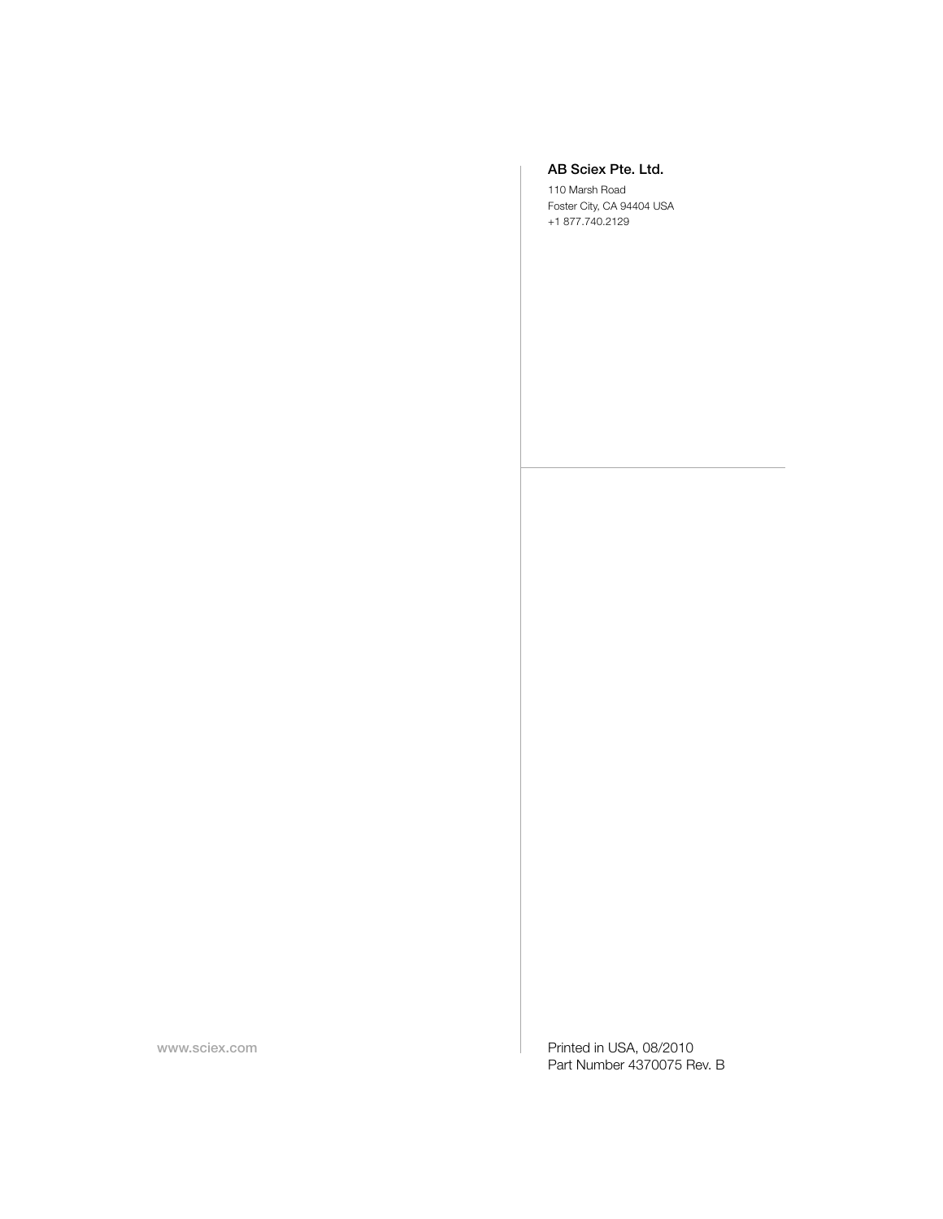**AB Sciex Pte. Ltd.**

110 Marsh Road
Foster City, CA 94404 USA
+1 877.740.2129

www.sciex.com

Printed in USA, 08/2010
Part Number 4370075 Rev. B